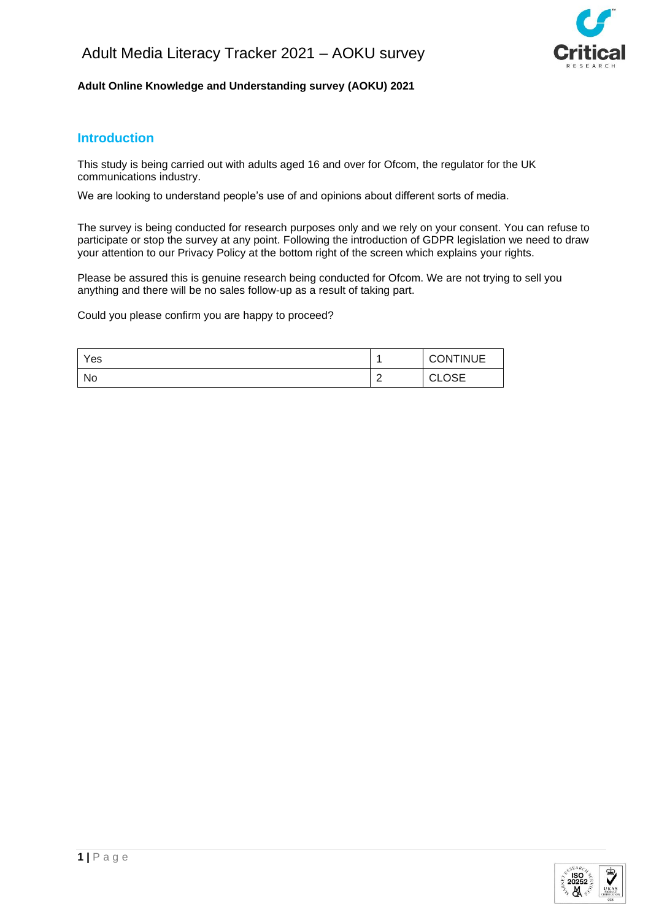**Adult Online Knowledge and Understanding survey (AOKU) 2021**

## Introduction

This study is being carried out with adults aged 16 and over for Ofcom, the regulator for the UK communications industry.

We are looking to understand people's use of and opinions about different sorts of media.

The survey is being conducted for research purposes only and we rely on your consent. You can refuse to participate or stop the survey at any point. Following the introduction of GDPR legislation we need to draw your attention to our Privacy Policy at the bottom right of the screen which explains your rights.

Please be assured this is genuine research being conducted for Ofcom. We are not trying to sell you anything and there will be no sales follow-up as a result of taking part.

Could you please confirm you are happy to proceed?

| | | |
|---|---|---|
| Yes | 1 | CONTINUE |
| No | 2 | CLOSE |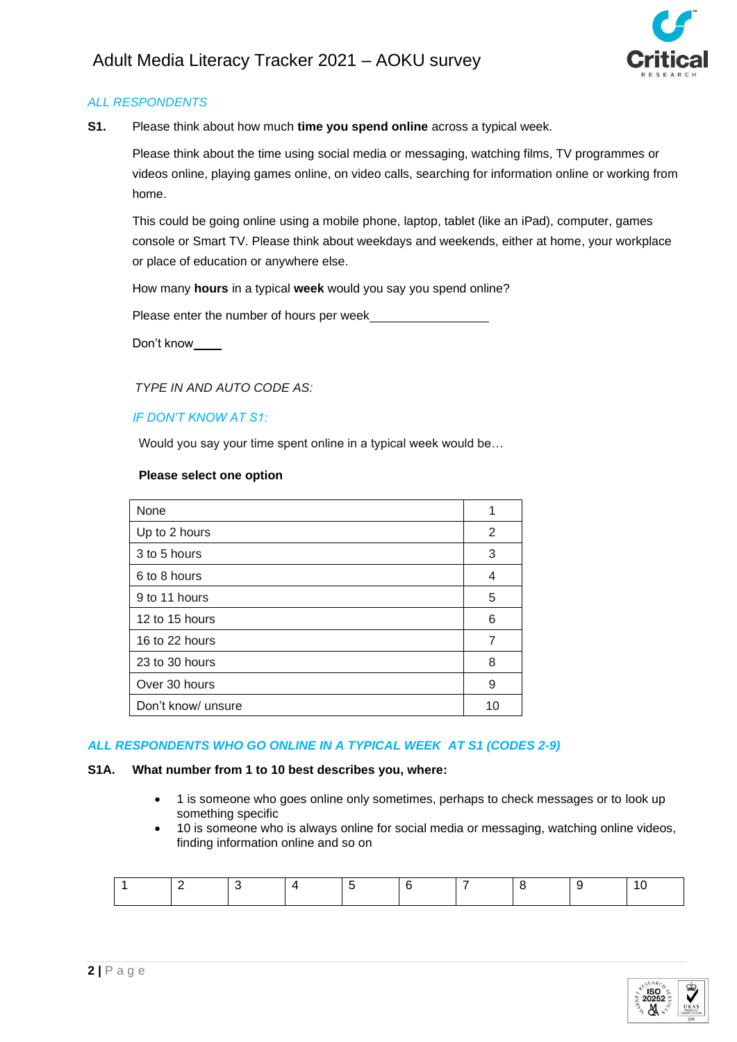*ALL RESPONDENTS*

**S1.** Please think about how much **time you spend online** across a typical week.

Please think about the time using social media or messaging, watching films, TV programmes or videos online, playing games online, on video calls, searching for information online or working from home.

This could be going online using a mobile phone, laptop, tablet (like an iPad), computer, games console or Smart TV. Please think about weekdays and weekends, either at home, your workplace or place of education or anywhere else.

How many **hours** in a typical **week** would you say you spend online?

Please enter the number of hours per week__________________

Don't know____

*TYPE IN AND AUTO CODE AS:*

*IF DON'T KNOW AT S1:*

Would you say your time spent online in a typical week would be…

**Please select one option**

| | |
|---|---|
| None | 1 |
| Up to 2 hours | 2 |
| 3 to 5 hours | 3 |
| 6 to 8 hours | 4 |
| 9 to 11 hours | 5 |
| 12 to 15 hours | 6 |
| 16 to 22 hours | 7 |
| 23 to 30 hours | 8 |
| Over 30 hours | 9 |
| Don't know/ unsure | 10 |

*ALL RESPONDENTS WHO GO ONLINE IN A TYPICAL WEEK AT S1 (CODES 2-9)*

**S1A. What number from 1 to 10 best describes you, where:**

- 1 is someone who goes online only sometimes, perhaps to check messages or to look up something specific
- 10 is someone who is always online for social media or messaging, watching online videos, finding information online and so on

| | | | | | | | | | |
|---|---|---|---|---|---|---|---|---|---|
| 1 | 2 | 3 | 4 | 5 | 6 | 7 | 8 | 9 | 10 |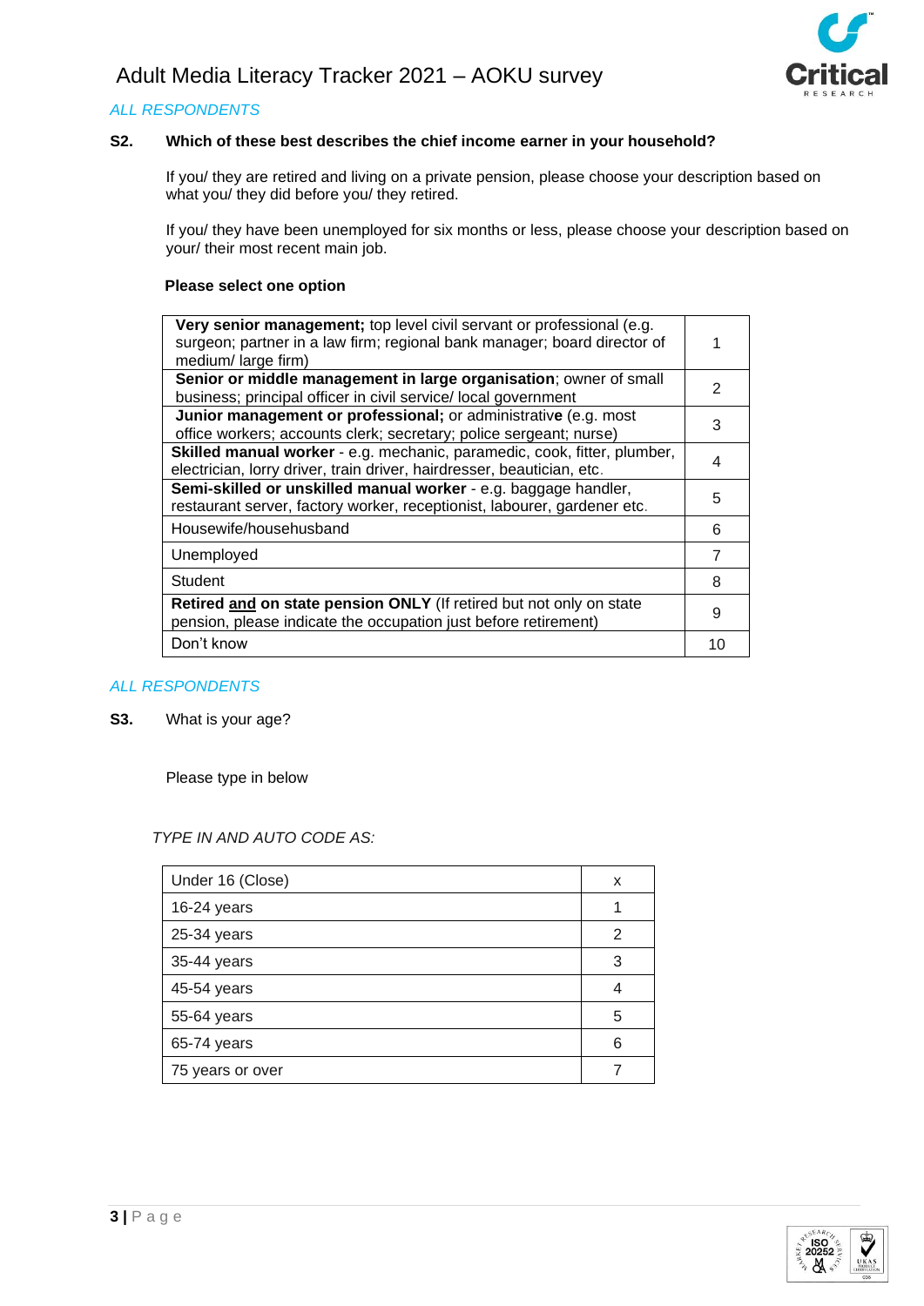*ALL RESPONDENTS*

**S2. Which of these best describes the chief income earner in your household?**

If you/ they are retired and living on a private pension, please choose your description based on what you/ they did before you/ they retired.

If you/ they have been unemployed for six months or less, please choose your description based on your/ their most recent main job.

**Please select one option**

| | |
|---|---|
| **Very senior management;** top level civil servant or professional (e.g. surgeon; partner in a law firm; regional bank manager; board director of medium/ large firm) | 1 |
| **Senior or middle management in large organisation**; owner of small business; principal officer in civil service/ local government | 2 |
| **Junior management or professional;** or administrative (e.g. most office workers; accounts clerk; secretary; police sergeant; nurse) | 3 |
| **Skilled manual worker** - e.g. mechanic, paramedic, cook, fitter, plumber, electrician, lorry driver, train driver, hairdresser, beautician, etc. | 4 |
| **Semi-skilled or unskilled manual worker** - e.g. baggage handler, restaurant server, factory worker, receptionist, labourer, gardener etc. | 5 |
| Housewife/househusband | 6 |
| Unemployed | 7 |
| Student | 8 |
| **Retired and on state pension ONLY** (If retired but not only on state pension, please indicate the occupation just before retirement) | 9 |
| Don't know | 10 |

*ALL RESPONDENTS*

**S3.** What is your age?

Please type in below

*TYPE IN AND AUTO CODE AS:*

| | |
|---|---|
| Under 16 (Close) | x |
| 16-24 years | 1 |
| 25-34 years | 2 |
| 35-44 years | 3 |
| 45-54 years | 4 |
| 55-64 years | 5 |
| 65-74 years | 6 |
| 75 years or over | 7 |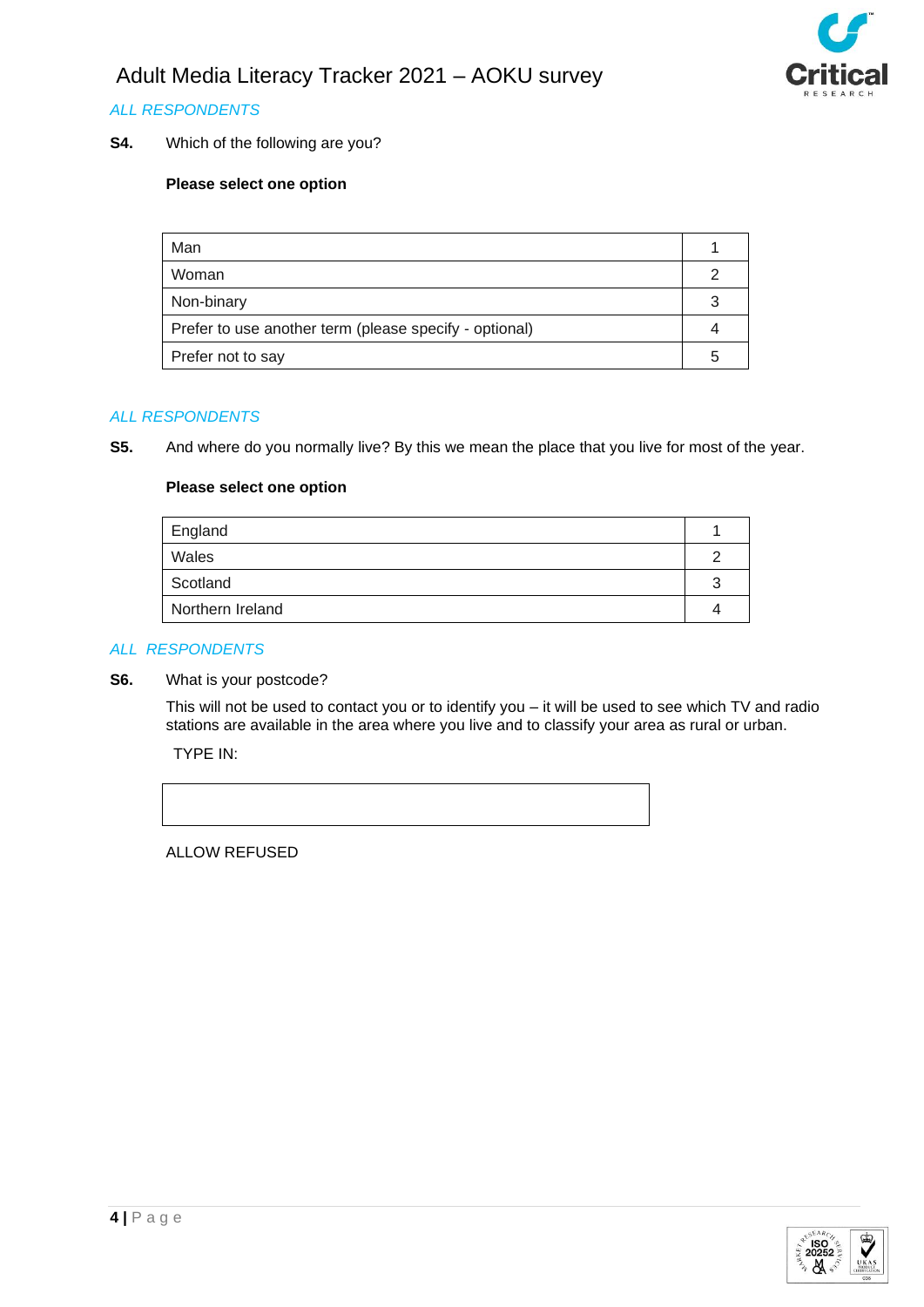*ALL RESPONDENTS*

**S4.** Which of the following are you?

**Please select one option**

| Man | 1 |
|---|---|
| Woman | 2 |
| Non-binary | 3 |
| Prefer to use another term (please specify - optional) | 4 |
| Prefer not to say | 5 |

*ALL RESPONDENTS*

**S5.** And where do you normally live? By this we mean the place that you live for most of the year.

**Please select one option**

| England | 1 |
|---|---|
| Wales | 2 |
| Scotland | 3 |
| Northern Ireland | 4 |

*ALL RESPONDENTS*

**S6.** What is your postcode?

This will not be used to contact you or to identify you – it will be used to see which TV and radio stations are available in the area where you live and to classify your area as rural or urban.

TYPE IN:

| |
|---|
| |

ALLOW REFUSED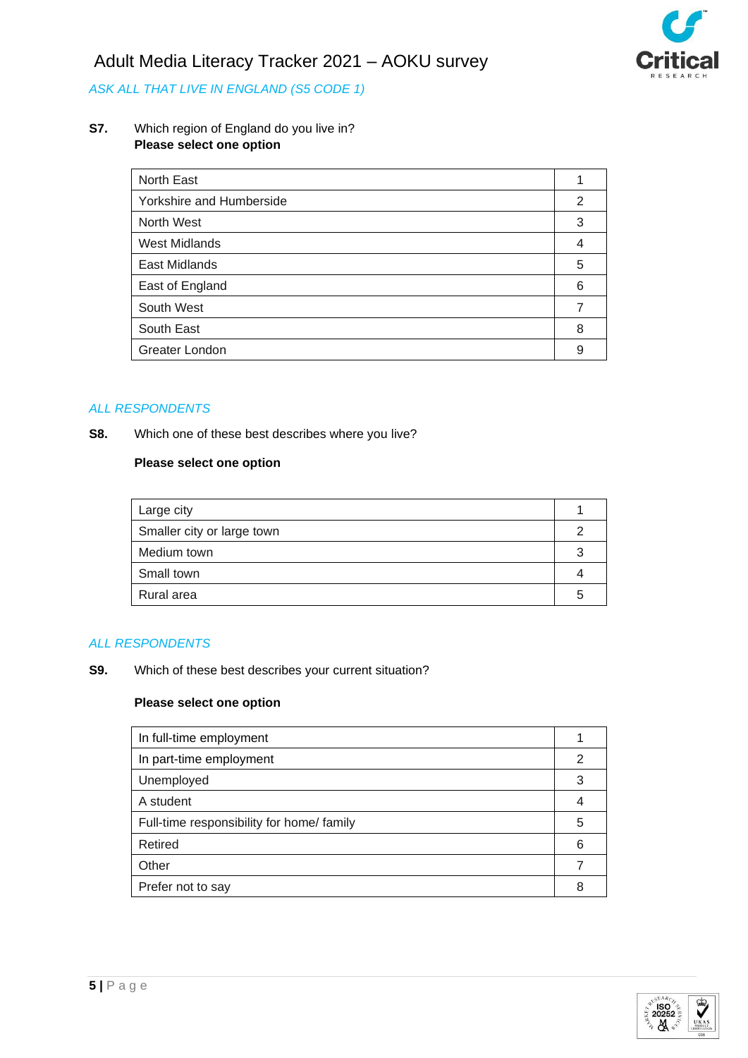*ASK ALL THAT LIVE IN ENGLAND (S5 CODE 1)*

**S7.** Which region of England do you live in?
**Please select one option**

| | |
|---|---|
| North East | 1 |
| Yorkshire and Humberside | 2 |
| North West | 3 |
| West Midlands | 4 |
| East Midlands | 5 |
| East of England | 6 |
| South West | 7 |
| South East | 8 |
| Greater London | 9 |

*ALL RESPONDENTS*

**S8.** Which one of these best describes where you live?

**Please select one option**

| | |
|---|---|
| Large city | 1 |
| Smaller city or large town | 2 |
| Medium town | 3 |
| Small town | 4 |
| Rural area | 5 |

*ALL RESPONDENTS*

**S9.** Which of these best describes your current situation?

**Please select one option**

| | |
|---|---|
| In full-time employment | 1 |
| In part-time employment | 2 |
| Unemployed | 3 |
| A student | 4 |
| Full-time responsibility for home/ family | 5 |
| Retired | 6 |
| Other | 7 |
| Prefer not to say | 8 |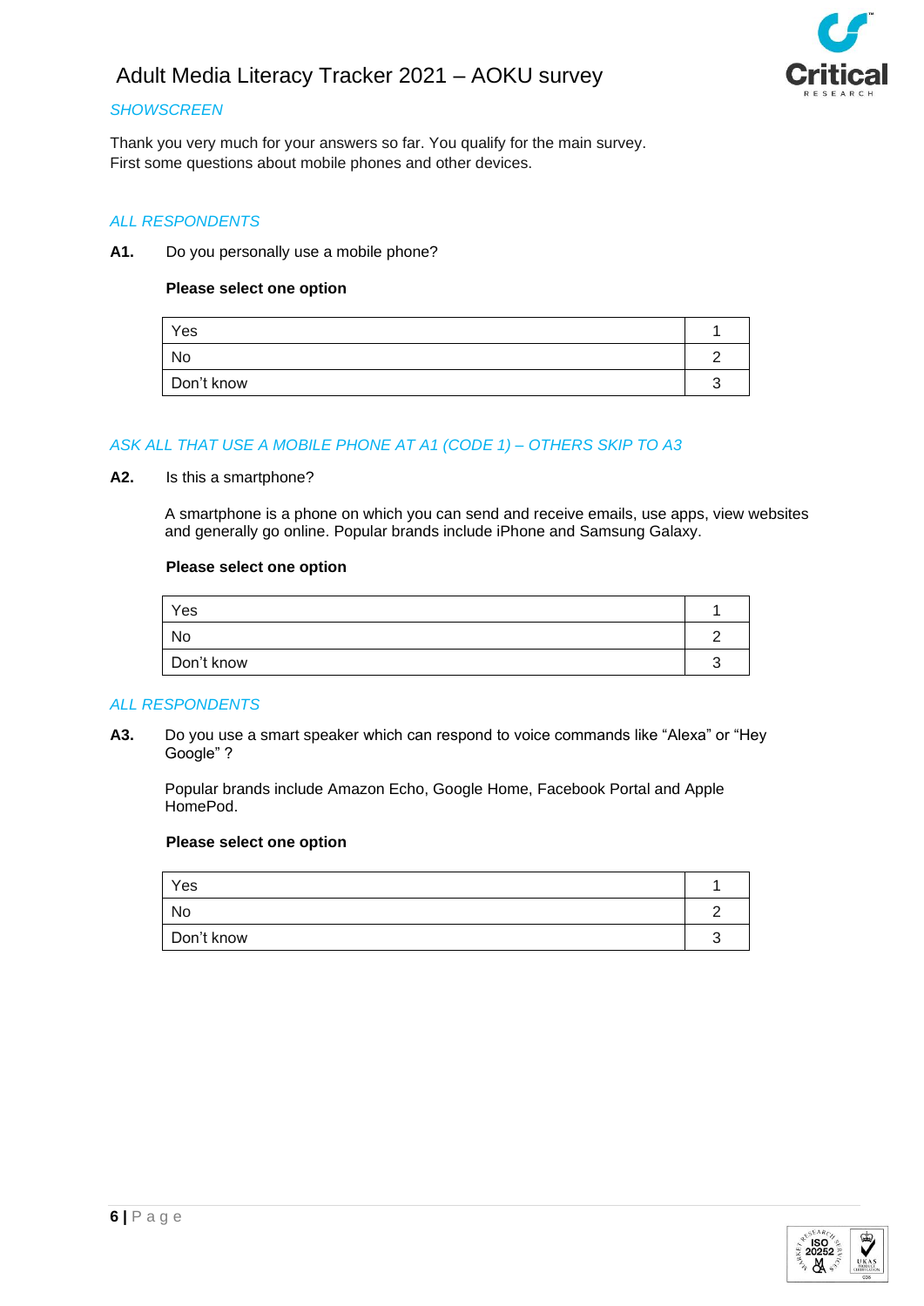*SHOWSCREEN*

Thank you very much for your answers so far. You qualify for the main survey.
First some questions about mobile phones and other devices.

*ALL RESPONDENTS*

**A1.** Do you personally use a mobile phone?

**Please select one option**

| | |
|---|---|
| Yes | 1 |
| No | 2 |
| Don't know | 3 |

*ASK ALL THAT USE A MOBILE PHONE AT A1 (CODE 1) – OTHERS SKIP TO A3*

**A2.** Is this a smartphone?

A smartphone is a phone on which you can send and receive emails, use apps, view websites and generally go online. Popular brands include iPhone and Samsung Galaxy.

**Please select one option**

| | |
|---|---|
| Yes | 1 |
| No | 2 |
| Don't know | 3 |

*ALL RESPONDENTS*

**A3.** Do you use a smart speaker which can respond to voice commands like "Alexa" or "Hey Google" ?

Popular brands include Amazon Echo, Google Home, Facebook Portal and Apple HomePod.

**Please select one option**

| | |
|---|---|
| Yes | 1 |
| No | 2 |
| Don't know | 3 |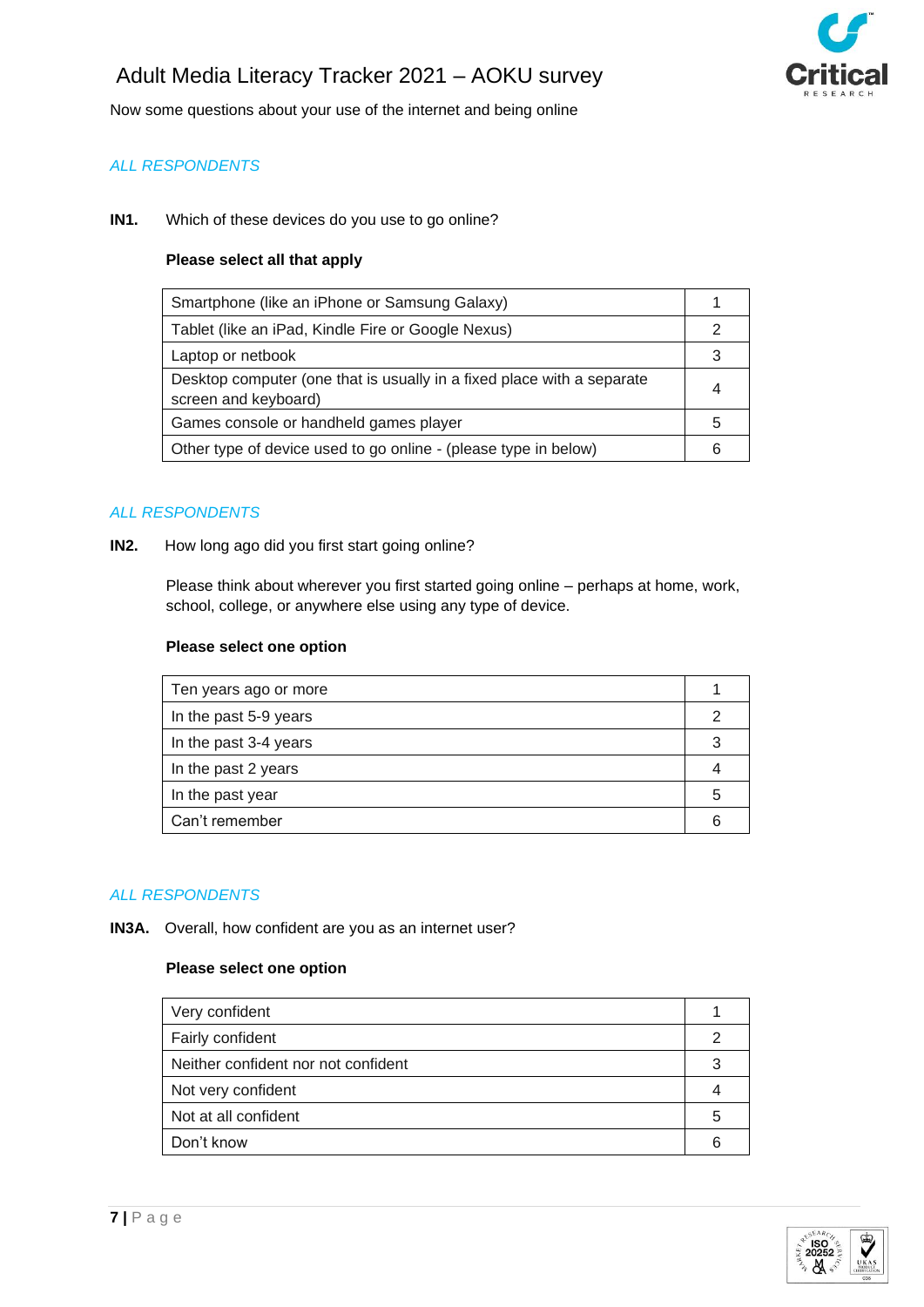Now some questions about your use of the internet and being online

*ALL RESPONDENTS*

**IN1.** Which of these devices do you use to go online?

**Please select all that apply**

| | |
|---|---|
| Smartphone (like an iPhone or Samsung Galaxy) | 1 |
| Tablet (like an iPad, Kindle Fire or Google Nexus) | 2 |
| Laptop or netbook | 3 |
| Desktop computer (one that is usually in a fixed place with a separate screen and keyboard) | 4 |
| Games console or handheld games player | 5 |
| Other type of device used to go online - (please type in below) | 6 |

*ALL RESPONDENTS*

**IN2.** How long ago did you first start going online?

Please think about wherever you first started going online – perhaps at home, work, school, college, or anywhere else using any type of device.

**Please select one option**

| | |
|---|---|
| Ten years ago or more | 1 |
| In the past 5-9 years | 2 |
| In the past 3-4 years | 3 |
| In the past 2 years | 4 |
| In the past year | 5 |
| Can't remember | 6 |

*ALL RESPONDENTS*

**IN3A.** Overall, how confident are you as an internet user?

**Please select one option**

| | |
|---|---|
| Very confident | 1 |
| Fairly confident | 2 |
| Neither confident nor not confident | 3 |
| Not very confident | 4 |
| Not at all confident | 5 |
| Don't know | 6 |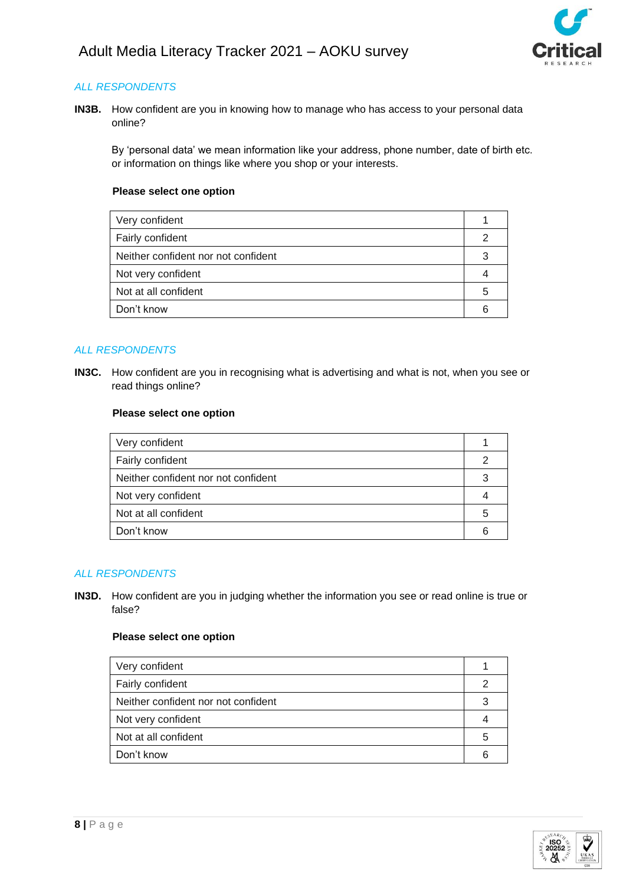*ALL RESPONDENTS*

**IN3B.** How confident are you in knowing how to manage who has access to your personal data online?

By 'personal data' we mean information like your address, phone number, date of birth etc. or information on things like where you shop or your interests.

**Please select one option**

| | |
|---|---|
| Very confident | 1 |
| Fairly confident | 2 |
| Neither confident nor not confident | 3 |
| Not very confident | 4 |
| Not at all confident | 5 |
| Don't know | 6 |

*ALL RESPONDENTS*

**IN3C.** How confident are you in recognising what is advertising and what is not, when you see or read things online?

**Please select one option**

| | |
|---|---|
| Very confident | 1 |
| Fairly confident | 2 |
| Neither confident nor not confident | 3 |
| Not very confident | 4 |
| Not at all confident | 5 |
| Don't know | 6 |

*ALL RESPONDENTS*

**IN3D.** How confident are you in judging whether the information you see or read online is true or false?

**Please select one option**

| | |
|---|---|
| Very confident | 1 |
| Fairly confident | 2 |
| Neither confident nor not confident | 3 |
| Not very confident | 4 |
| Not at all confident | 5 |
| Don't know | 6 |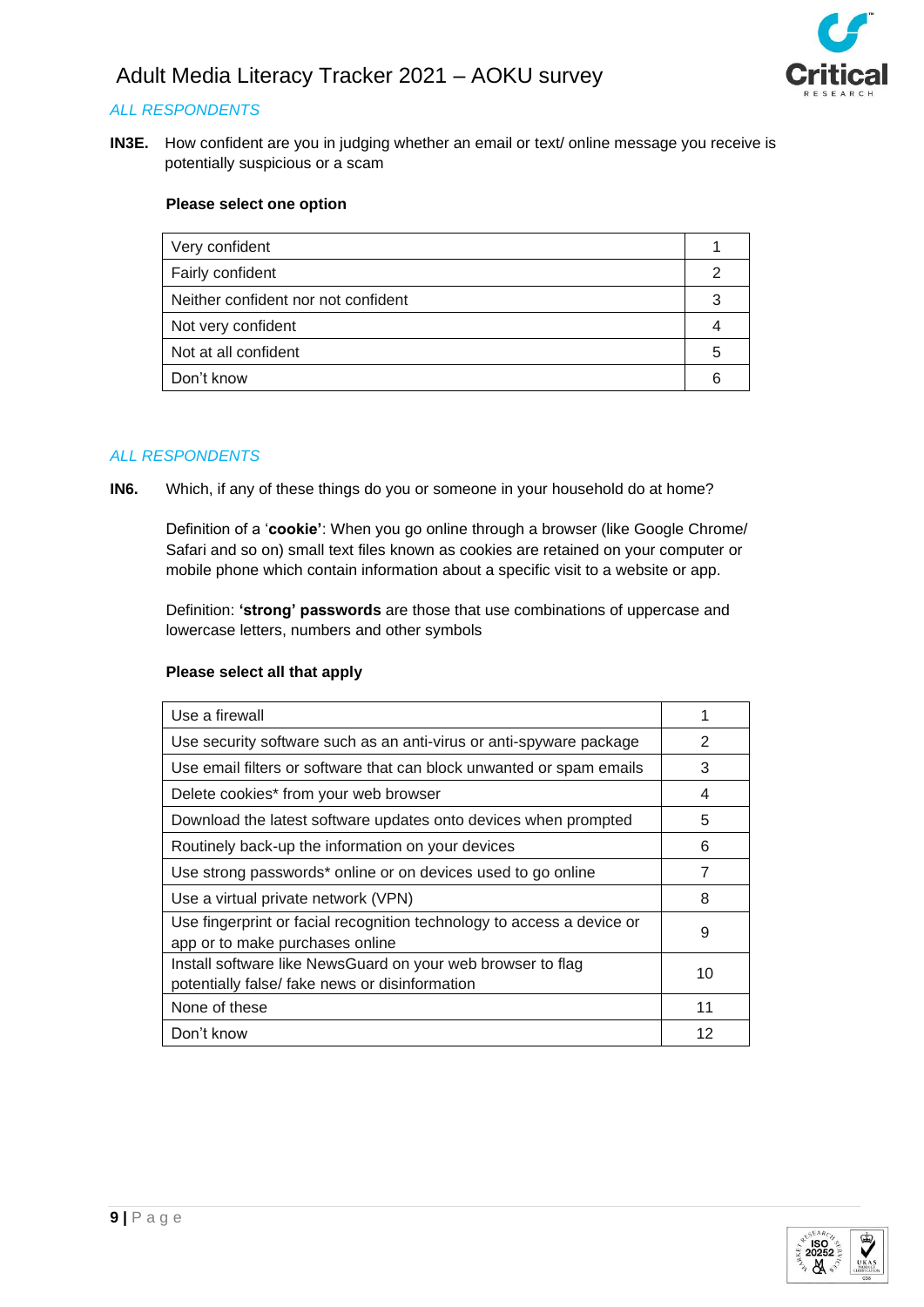*ALL RESPONDENTS*

**IN3E.** How confident are you in judging whether an email or text/ online message you receive is potentially suspicious or a scam

**Please select one option**

| Very confident | 1 |
|---|---|
| Fairly confident | 2 |
| Neither confident nor not confident | 3 |
| Not very confident | 4 |
| Not at all confident | 5 |
| Don't know | 6 |

*ALL RESPONDENTS*

**IN6.** Which, if any of these things do you or someone in your household do at home?

Definition of a '**cookie'**: When you go online through a browser (like Google Chrome/ Safari and so on) small text files known as cookies are retained on your computer or mobile phone which contain information about a specific visit to a website or app.

Definition: **'strong' passwords** are those that use combinations of uppercase and lowercase letters, numbers and other symbols

**Please select all that apply**

| Use a firewall | 1 |
|---|---|
| Use security software such as an anti-virus or anti-spyware package | 2 |
| Use email filters or software that can block unwanted or spam emails | 3 |
| Delete cookies* from your web browser | 4 |
| Download the latest software updates onto devices when prompted | 5 |
| Routinely back-up the information on your devices | 6 |
| Use strong passwords* online or on devices used to go online | 7 |
| Use a virtual private network (VPN) | 8 |
| Use fingerprint or facial recognition technology to access a device or app or to make purchases online | 9 |
| Install software like NewsGuard on your web browser to flag potentially false/ fake news or disinformation | 10 |
| None of these | 11 |
| Don't know | 12 |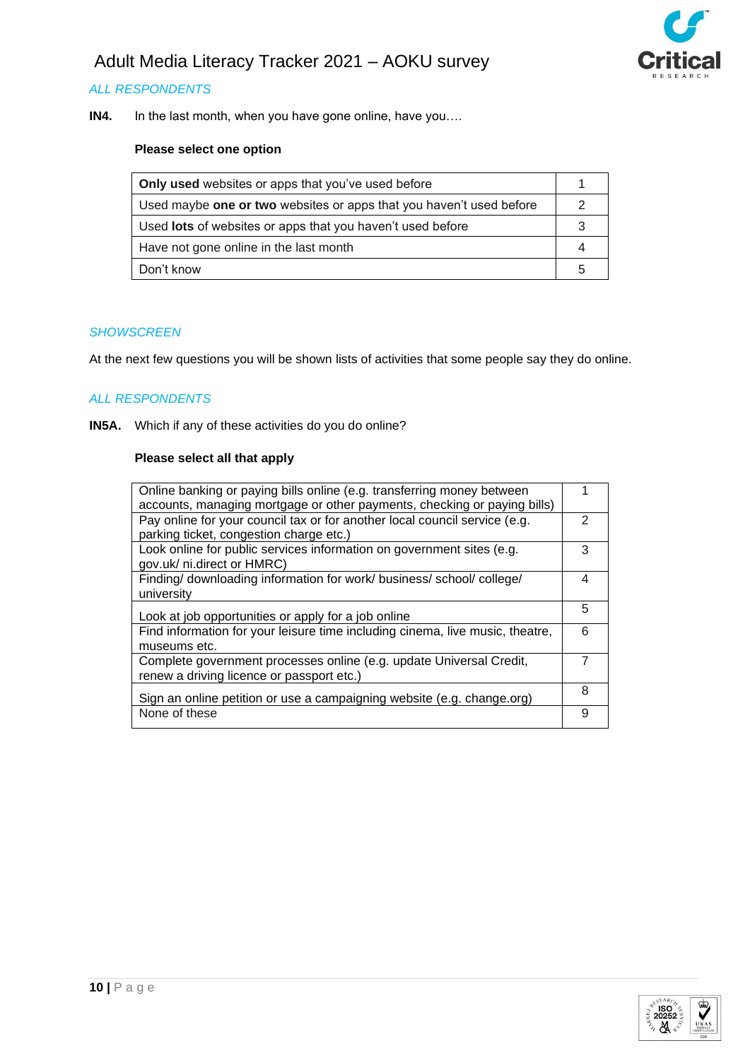*ALL RESPONDENTS*

**IN4.** In the last month, when you have gone online, have you….

**Please select one option**

| | |
|---|---|
| **Only used** websites or apps that you've used before | 1 |
| Used maybe **one or two** websites or apps that you haven't used before | 2 |
| Used **lots** of websites or apps that you haven't used before | 3 |
| Have not gone online in the last month | 4 |
| Don't know | 5 |

*SHOWSCREEN*

At the next few questions you will be shown lists of activities that some people say they do online.

*ALL RESPONDENTS*

**IN5A.** Which if any of these activities do you do online?

**Please select all that apply**

| | |
|---|---|
| Online banking or paying bills online (e.g. transferring money between accounts, managing mortgage or other payments, checking or paying bills) | 1 |
| Pay online for your council tax or for another local council service (e.g. parking ticket, congestion charge etc.) | 2 |
| Look online for public services information on government sites (e.g. gov.uk/ ni.direct or HMRC) | 3 |
| Finding/ downloading information for work/ business/ school/ college/ university | 4 |
| Look at job opportunities or apply for a job online | 5 |
| Find information for your leisure time including cinema, live music, theatre, museums etc. | 6 |
| Complete government processes online (e.g. update Universal Credit, renew a driving licence or passport etc.) | 7 |
| Sign an online petition or use a campaigning website (e.g. change.org) | 8 |
| None of these | 9 |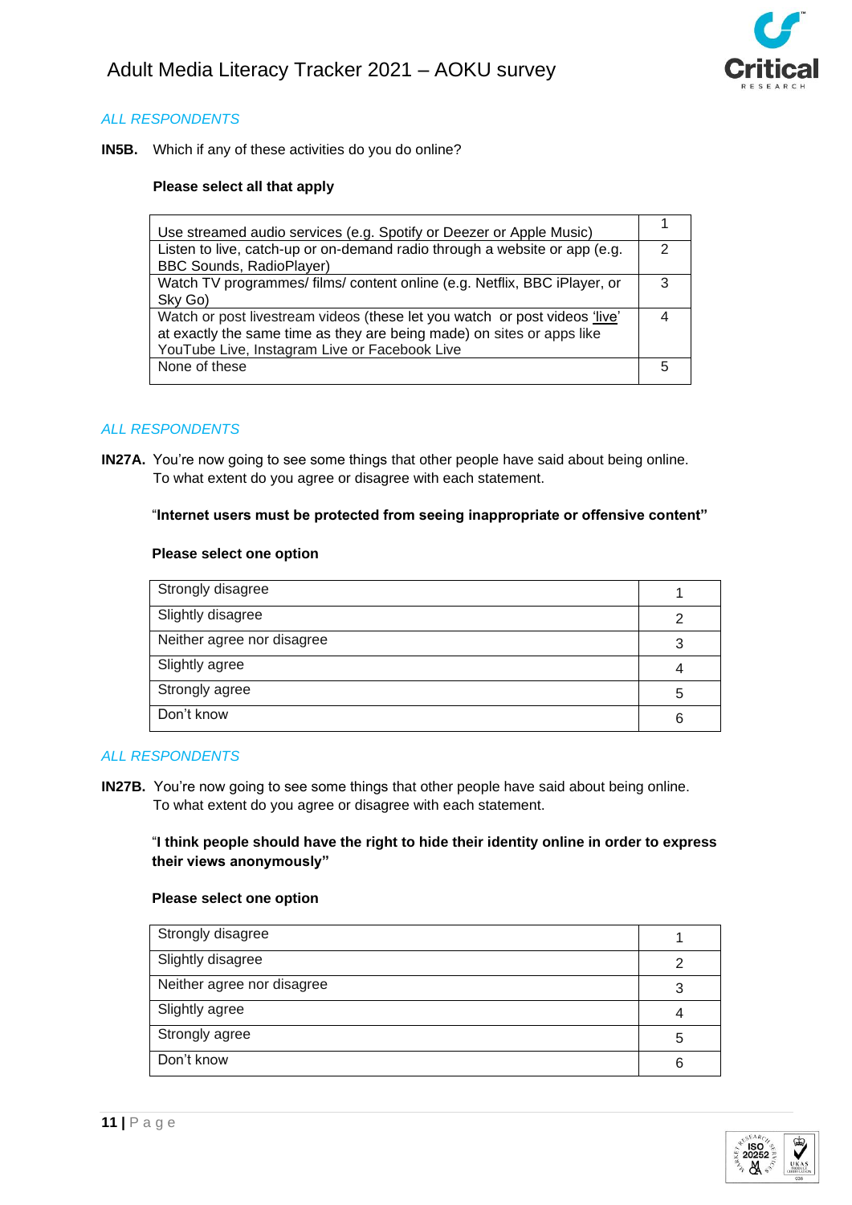*ALL RESPONDENTS*

**IN5B.** Which if any of these activities do you do online?

**Please select all that apply**

| | |
|---|---|
| Use streamed audio services (e.g. Spotify or Deezer or Apple Music) | 1 |
| Listen to live, catch-up or on-demand radio through a website or app (e.g. BBC Sounds, RadioPlayer) | 2 |
| Watch TV programmes/ films/ content online (e.g. Netflix, BBC iPlayer, or Sky Go) | 3 |
| Watch or post livestream videos (these let you watch or post videos 'live' at exactly the same time as they are being made) on sites or apps like YouTube Live, Instagram Live or Facebook Live | 4 |
| None of these | 5 |

*ALL RESPONDENTS*

**IN27A.** You're now going to see some things that other people have said about being online. To what extent do you agree or disagree with each statement.

"**Internet users must be protected from seeing inappropriate or offensive content"**

**Please select one option**

| | |
|---|---|
| Strongly disagree | 1 |
| Slightly disagree | 2 |
| Neither agree nor disagree | 3 |
| Slightly agree | 4 |
| Strongly agree | 5 |
| Don't know | 6 |

*ALL RESPONDENTS*

**IN27B.** You're now going to see some things that other people have said about being online. To what extent do you agree or disagree with each statement.

"**I think people should have the right to hide their identity online in order to express their views anonymously"**

**Please select one option**

| | |
|---|---|
| Strongly disagree | 1 |
| Slightly disagree | 2 |
| Neither agree nor disagree | 3 |
| Slightly agree | 4 |
| Strongly agree | 5 |
| Don't know | 6 |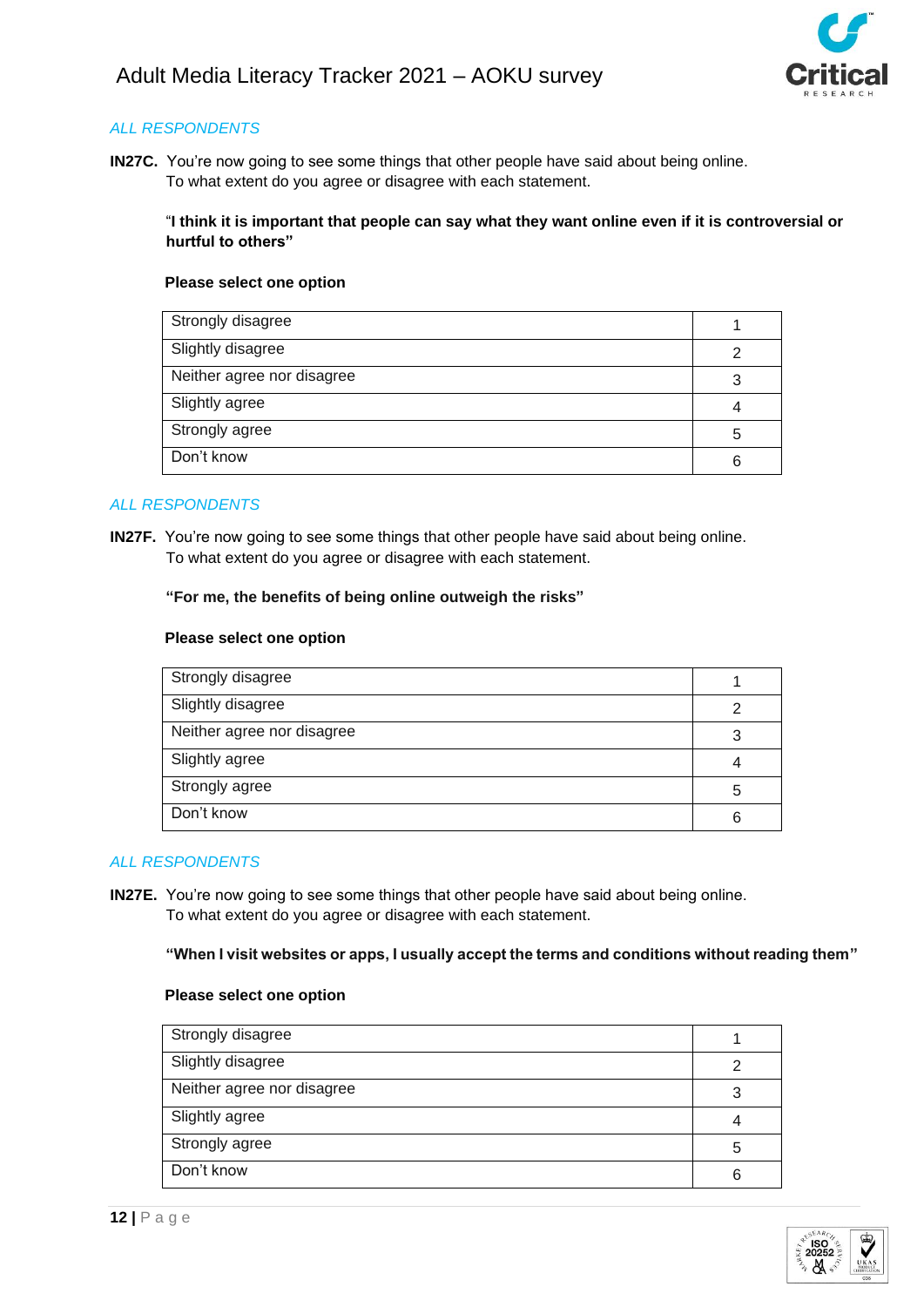*ALL RESPONDENTS*

**IN27C.** You're now going to see some things that other people have said about being online. To what extent do you agree or disagree with each statement.

"**I think it is important that people can say what they want online even if it is controversial or hurtful to others"**

**Please select one option**

| | |
|---|---|
| Strongly disagree | 1 |
| Slightly disagree | 2 |
| Neither agree nor disagree | 3 |
| Slightly agree | 4 |
| Strongly agree | 5 |
| Don't know | 6 |

*ALL RESPONDENTS*

**IN27F.** You're now going to see some things that other people have said about being online. To what extent do you agree or disagree with each statement.

**"For me, the benefits of being online outweigh the risks"**

**Please select one option**

| | |
|---|---|
| Strongly disagree | 1 |
| Slightly disagree | 2 |
| Neither agree nor disagree | 3 |
| Slightly agree | 4 |
| Strongly agree | 5 |
| Don't know | 6 |

*ALL RESPONDENTS*

**IN27E.** You're now going to see some things that other people have said about being online. To what extent do you agree or disagree with each statement.

**"When I visit websites or apps, I usually accept the terms and conditions without reading them"**

**Please select one option**

| | |
|---|---|
| Strongly disagree | 1 |
| Slightly disagree | 2 |
| Neither agree nor disagree | 3 |
| Slightly agree | 4 |
| Strongly agree | 5 |
| Don't know | 6 |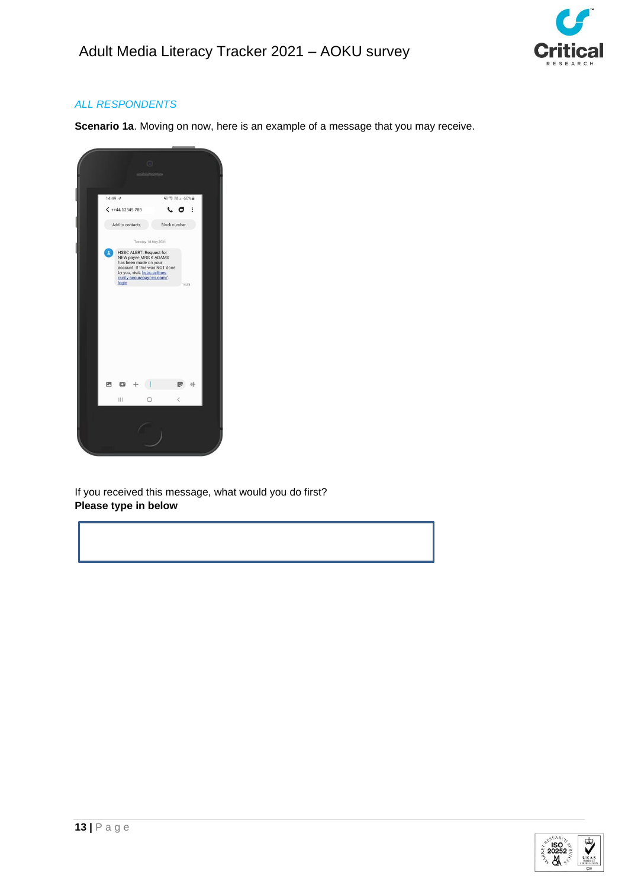*ALL RESPONDENTS*

**Scenario 1a**. Moving on now, here is an example of a message that you may receive.

14:49

+44 12345 789

Add to contacts Block number

Tuesday, 18 May 2021

HSBC ALERT: Request for NEW payee MRS K ADAMS has been made on your account. If this was NOT done by you, visit: hsbc.onlines curity.securepayees.com/ login

14:38

If you received this message, what would you do first?
**Please type in below**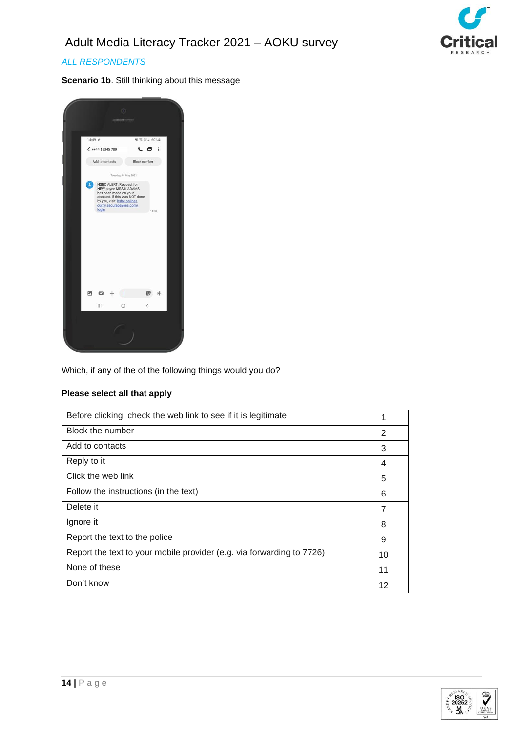# Adult Media Literacy Tracker 2021 – AOKU survey

*ALL RESPONDENTS*

**Scenario 1b**. Still thinking about this message

Which, if any of the of the following things would you do?

**Please select all that apply**

| | |
|---|---|
| Before clicking, check the web link to see if it is legitimate | 1 |
| Block the number | 2 |
| Add to contacts | 3 |
| Reply to it | 4 |
| Click the web link | 5 |
| Follow the instructions (in the text) | 6 |
| Delete it | 7 |
| Ignore it | 8 |
| Report the text to the police | 9 |
| Report the text to your mobile provider (e.g. via forwarding to 7726) | 10 |
| None of these | 11 |
| Don't know | 12 |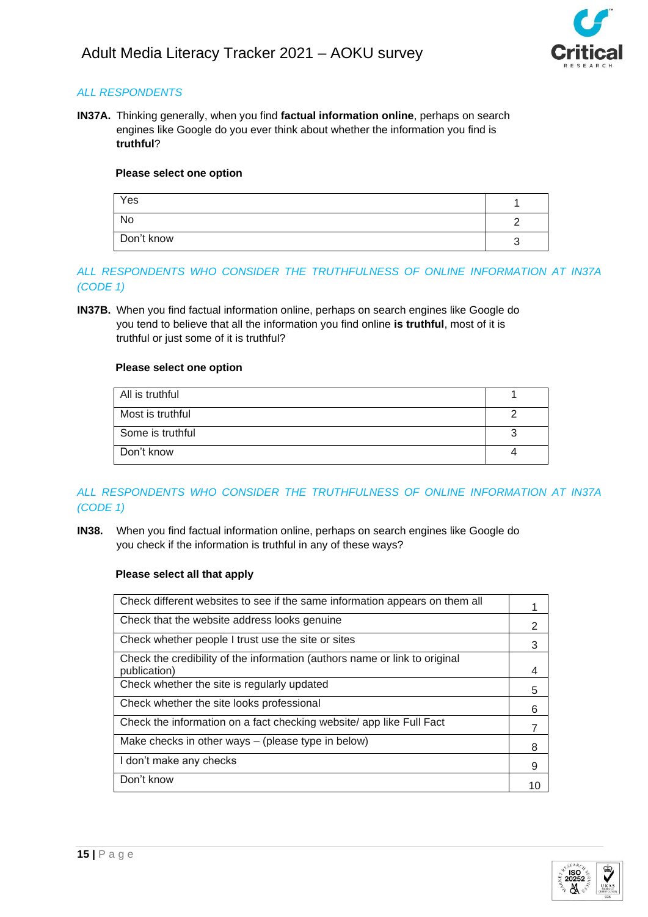*ALL RESPONDENTS*

**IN37A.** Thinking generally, when you find **factual information online**, perhaps on search engines like Google do you ever think about whether the information you find is **truthful**?

**Please select one option**

| | |
|---|---|
| Yes | 1 |
| No | 2 |
| Don't know | 3 |

*ALL RESPONDENTS WHO CONSIDER THE TRUTHFULNESS OF ONLINE INFORMATION AT IN37A (CODE 1)*

**IN37B.** When you find factual information online, perhaps on search engines like Google do you tend to believe that all the information you find online **is truthful**, most of it is truthful or just some of it is truthful?

**Please select one option**

| | |
|---|---|
| All is truthful | 1 |
| Most is truthful | 2 |
| Some is truthful | 3 |
| Don't know | 4 |

*ALL RESPONDENTS WHO CONSIDER THE TRUTHFULNESS OF ONLINE INFORMATION AT IN37A (CODE 1)*

**IN38.** When you find factual information online, perhaps on search engines like Google do you check if the information is truthful in any of these ways?

**Please select all that apply**

| | |
|---|---|
| Check different websites to see if the same information appears on them all | 1 |
| Check that the website address looks genuine | 2 |
| Check whether people I trust use the site or sites | 3 |
| Check the credibility of the information (authors name or link to original publication) | 4 |
| Check whether the site is regularly updated | 5 |
| Check whether the site looks professional | 6 |
| Check the information on a fact checking website/ app like Full Fact | 7 |
| Make checks in other ways – (please type in below) | 8 |
| I don't make any checks | 9 |
| Don't know | 10 |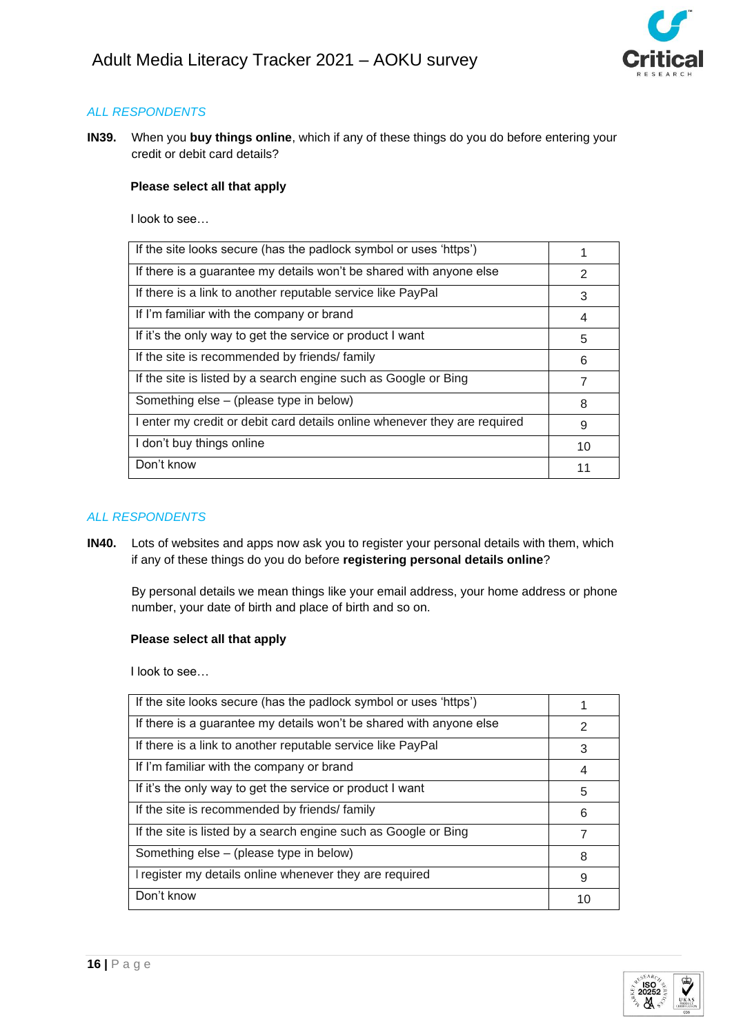*ALL RESPONDENTS*

**IN39.** When you **buy things online**, which if any of these things do you do before entering your credit or debit card details?

**Please select all that apply**

I look to see…

| | |
|---|---|
| If the site looks secure (has the padlock symbol or uses 'https') | 1 |
| If there is a guarantee my details won't be shared with anyone else | 2 |
| If there is a link to another reputable service like PayPal | 3 |
| If I'm familiar with the company or brand | 4 |
| If it's the only way to get the service or product I want | 5 |
| If the site is recommended by friends/ family | 6 |
| If the site is listed by a search engine such as Google or Bing | 7 |
| Something else – (please type in below) | 8 |
| I enter my credit or debit card details online whenever they are required | 9 |
| I don't buy things online | 10 |
| Don't know | 11 |

*ALL RESPONDENTS*

**IN40.** Lots of websites and apps now ask you to register your personal details with them, which if any of these things do you do before **registering personal details online**?

By personal details we mean things like your email address, your home address or phone number, your date of birth and place of birth and so on.

**Please select all that apply**

I look to see…

| | |
|---|---|
| If the site looks secure (has the padlock symbol or uses 'https') | 1 |
| If there is a guarantee my details won't be shared with anyone else | 2 |
| If there is a link to another reputable service like PayPal | 3 |
| If I'm familiar with the company or brand | 4 |
| If it's the only way to get the service or product I want | 5 |
| If the site is recommended by friends/ family | 6 |
| If the site is listed by a search engine such as Google or Bing | 7 |
| Something else – (please type in below) | 8 |
| I register my details online whenever they are required | 9 |
| Don't know | 10 |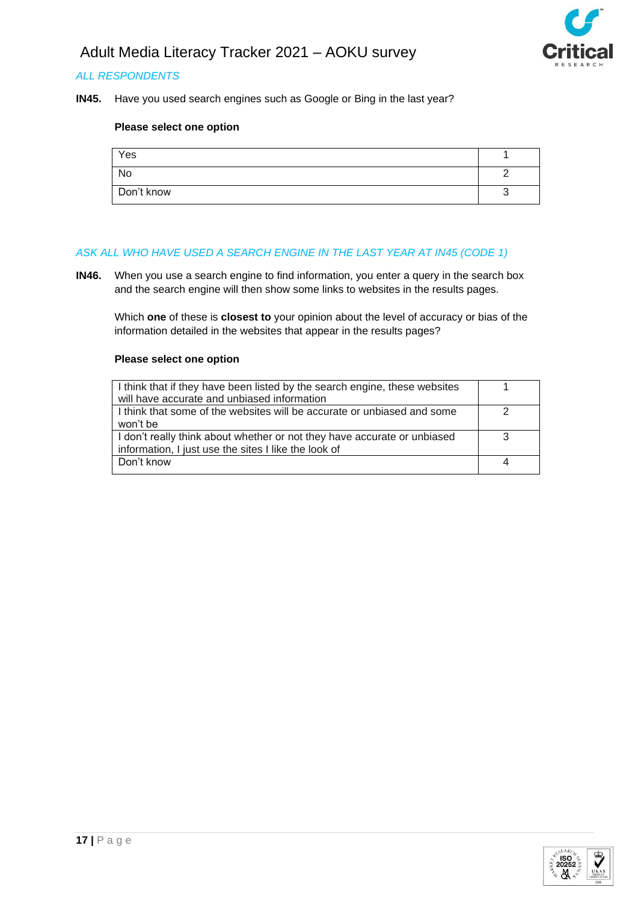*ALL RESPONDENTS*

**IN45.** Have you used search engines such as Google or Bing in the last year?

**Please select one option**

| | |
|---|---|
| Yes | 1 |
| No | 2 |
| Don't know | 3 |

*ASK ALL WHO HAVE USED A SEARCH ENGINE IN THE LAST YEAR AT IN45 (CODE 1)*

**IN46.** When you use a search engine to find information, you enter a query in the search box and the search engine will then show some links to websites in the results pages.

Which **one** of these is **closest to** your opinion about the level of accuracy or bias of the information detailed in the websites that appear in the results pages?

**Please select one option**

| | |
|---|---|
| I think that if they have been listed by the search engine, these websites will have accurate and unbiased information | 1 |
| I think that some of the websites will be accurate or unbiased and some won't be | 2 |
| I don't really think about whether or not they have accurate or unbiased information, I just use the sites I like the look of | 3 |
| Don't know | 4 |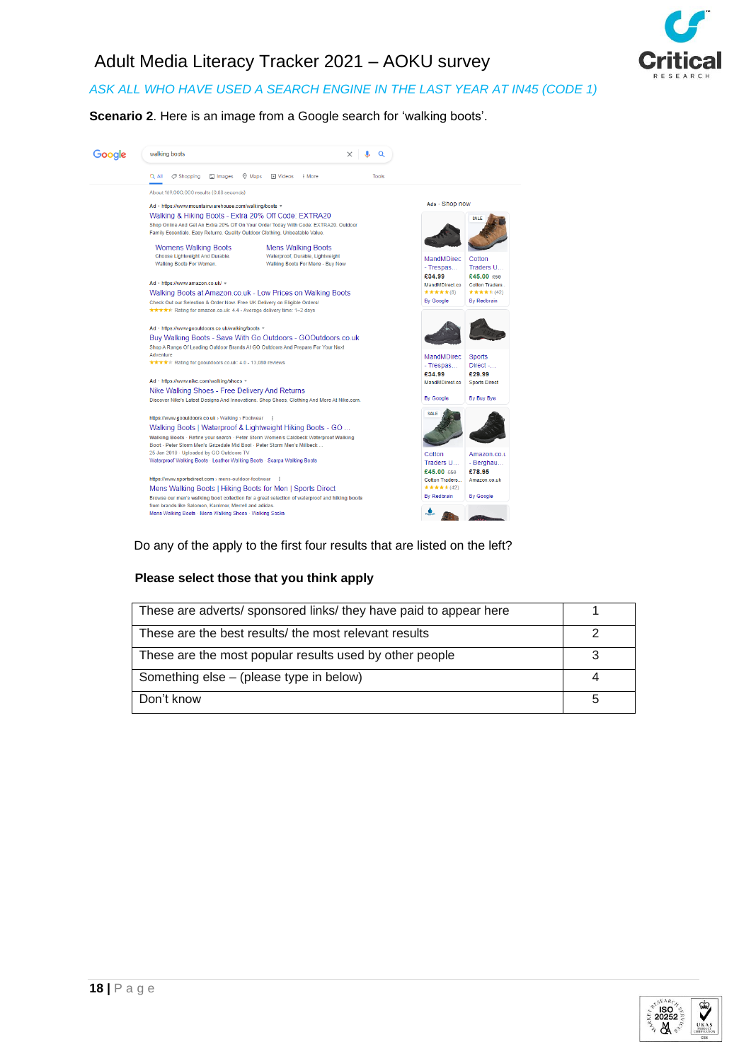Adult Media Literacy Tracker 2021 – AOKU survey

*ASK ALL WHO HAVE USED A SEARCH ENGINE IN THE LAST YEAR AT IN45 (CODE 1)*

**Scenario 2**. Here is an image from a Google search for 'walking boots'.

Do any of the apply to the first four results that are listed on the left?

**Please select those that you think apply**

| These are adverts/ sponsored links/ they have paid to appear here | 1 |
|---|---|
| These are the best results/ the most relevant results | 2 |
| These are the most popular results used by other people | 3 |
| Something else – (please type in below) | 4 |
| Don't know | 5 |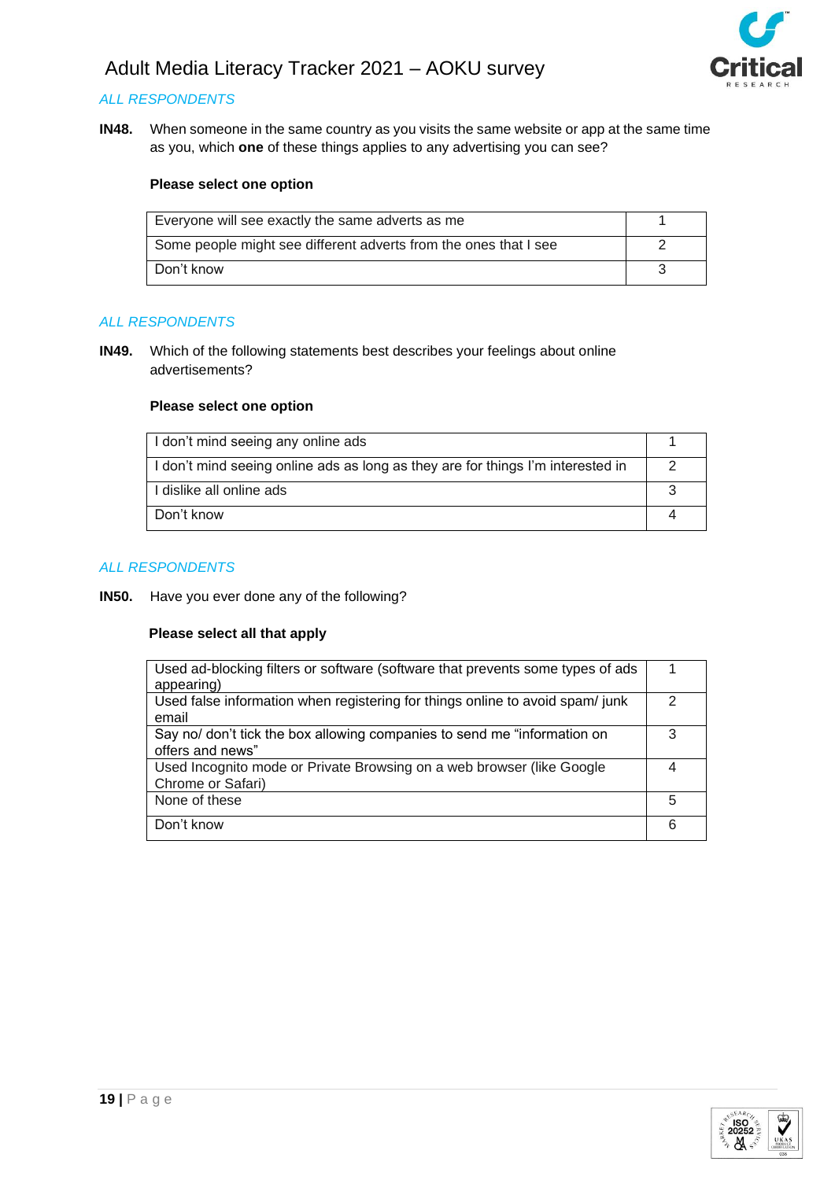*ALL RESPONDENTS*

**IN48.** When someone in the same country as you visits the same website or app at the same time as you, which **one** of these things applies to any advertising you can see?

**Please select one option**

| | |
|---|---|
| Everyone will see exactly the same adverts as me | 1 |
| Some people might see different adverts from the ones that I see | 2 |
| Don't know | 3 |

*ALL RESPONDENTS*

**IN49.** Which of the following statements best describes your feelings about online advertisements?

**Please select one option**

| | |
|---|---|
| I don't mind seeing any online ads | 1 |
| I don't mind seeing online ads as long as they are for things I'm interested in | 2 |
| I dislike all online ads | 3 |
| Don't know | 4 |

*ALL RESPONDENTS*

**IN50.** Have you ever done any of the following?

**Please select all that apply**

| | |
|---|---|
| Used ad-blocking filters or software (software that prevents some types of ads appearing) | 1 |
| Used false information when registering for things online to avoid spam/ junk email | 2 |
| Say no/ don't tick the box allowing companies to send me "information on offers and news" | 3 |
| Used Incognito mode or Private Browsing on a web browser (like Google Chrome or Safari) | 4 |
| None of these | 5 |
| Don't know | 6 |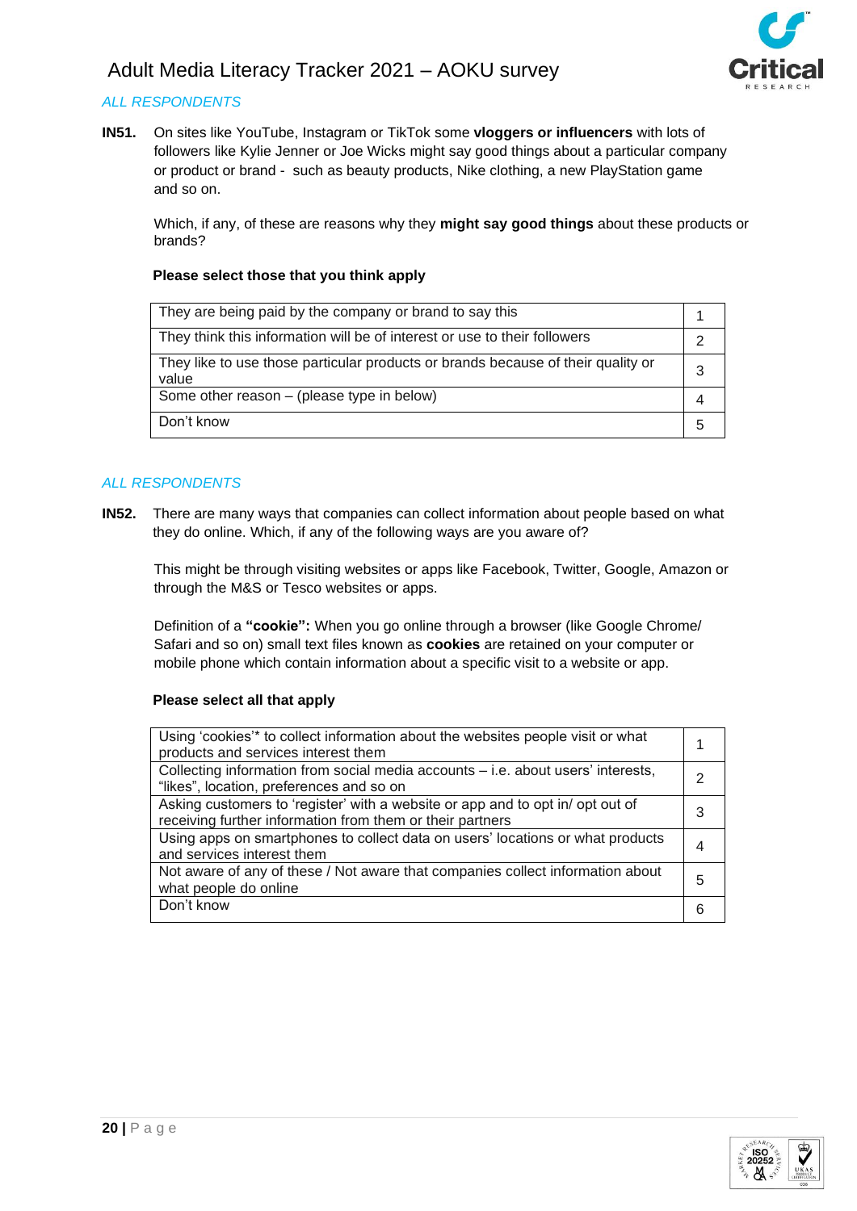*ALL RESPONDENTS*

**IN51.** On sites like YouTube, Instagram or TikTok some **vloggers or influencers** with lots of followers like Kylie Jenner or Joe Wicks might say good things about a particular company or product or brand - such as beauty products, Nike clothing, a new PlayStation game and so on.

Which, if any, of these are reasons why they **might say good things** about these products or brands?

**Please select those that you think apply**

| | |
|---|---|
| They are being paid by the company or brand to say this | 1 |
| They think this information will be of interest or use to their followers | 2 |
| They like to use those particular products or brands because of their quality or value | 3 |
| Some other reason – (please type in below) | 4 |
| Don't know | 5 |

*ALL RESPONDENTS*

**IN52.** There are many ways that companies can collect information about people based on what they do online. Which, if any of the following ways are you aware of?

This might be through visiting websites or apps like Facebook, Twitter, Google, Amazon or through the M&S or Tesco websites or apps.

Definition of a **"cookie":** When you go online through a browser (like Google Chrome/ Safari and so on) small text files known as **cookies** are retained on your computer or mobile phone which contain information about a specific visit to a website or app.

**Please select all that apply**

| | |
|---|---|
| Using 'cookies'* to collect information about the websites people visit or what products and services interest them | 1 |
| Collecting information from social media accounts – i.e. about users' interests, "likes", location, preferences and so on | 2 |
| Asking customers to 'register' with a website or app and to opt in/ opt out of receiving further information from them or their partners | 3 |
| Using apps on smartphones to collect data on users' locations or what products and services interest them | 4 |
| Not aware of any of these / Not aware that companies collect information about what people do online | 5 |
| Don't know | 6 |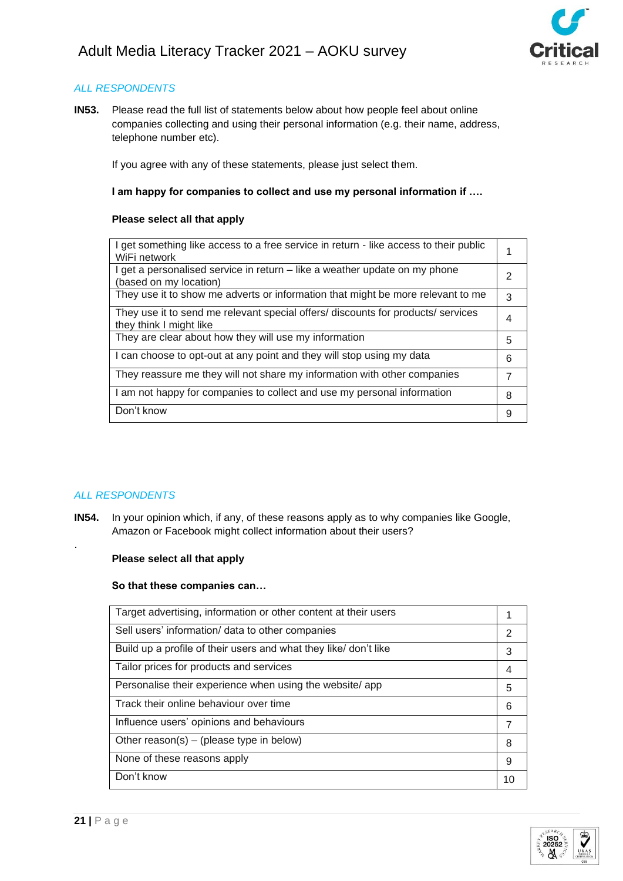*ALL RESPONDENTS*

**IN53.** Please read the full list of statements below about how people feel about online companies collecting and using their personal information (e.g. their name, address, telephone number etc).

If you agree with any of these statements, please just select them.

**I am happy for companies to collect and use my personal information if ….**

**Please select all that apply**

| | |
|---|---|
| I get something like access to a free service in return - like access to their public WiFi network | 1 |
| I get a personalised service in return – like a weather update on my phone (based on my location) | 2 |
| They use it to show me adverts or information that might be more relevant to me | 3 |
| They use it to send me relevant special offers/ discounts for products/ services they think I might like | 4 |
| They are clear about how they will use my information | 5 |
| I can choose to opt-out at any point and they will stop using my data | 6 |
| They reassure me they will not share my information with other companies | 7 |
| I am not happy for companies to collect and use my personal information | 8 |
| Don't know | 9 |

*ALL RESPONDENTS*

**IN54.** In your opinion which, if any, of these reasons apply as to why companies like Google, Amazon or Facebook might collect information about their users?

.

**Please select all that apply**

**So that these companies can…**

| | |
|---|---|
| Target advertising, information or other content at their users | 1 |
| Sell users' information/ data to other companies | 2 |
| Build up a profile of their users and what they like/ don't like | 3 |
| Tailor prices for products and services | 4 |
| Personalise their experience when using the website/ app | 5 |
| Track their online behaviour over time | 6 |
| Influence users' opinions and behaviours | 7 |
| Other reason(s) – (please type in below) | 8 |
| None of these reasons apply | 9 |
| Don't know | 10 |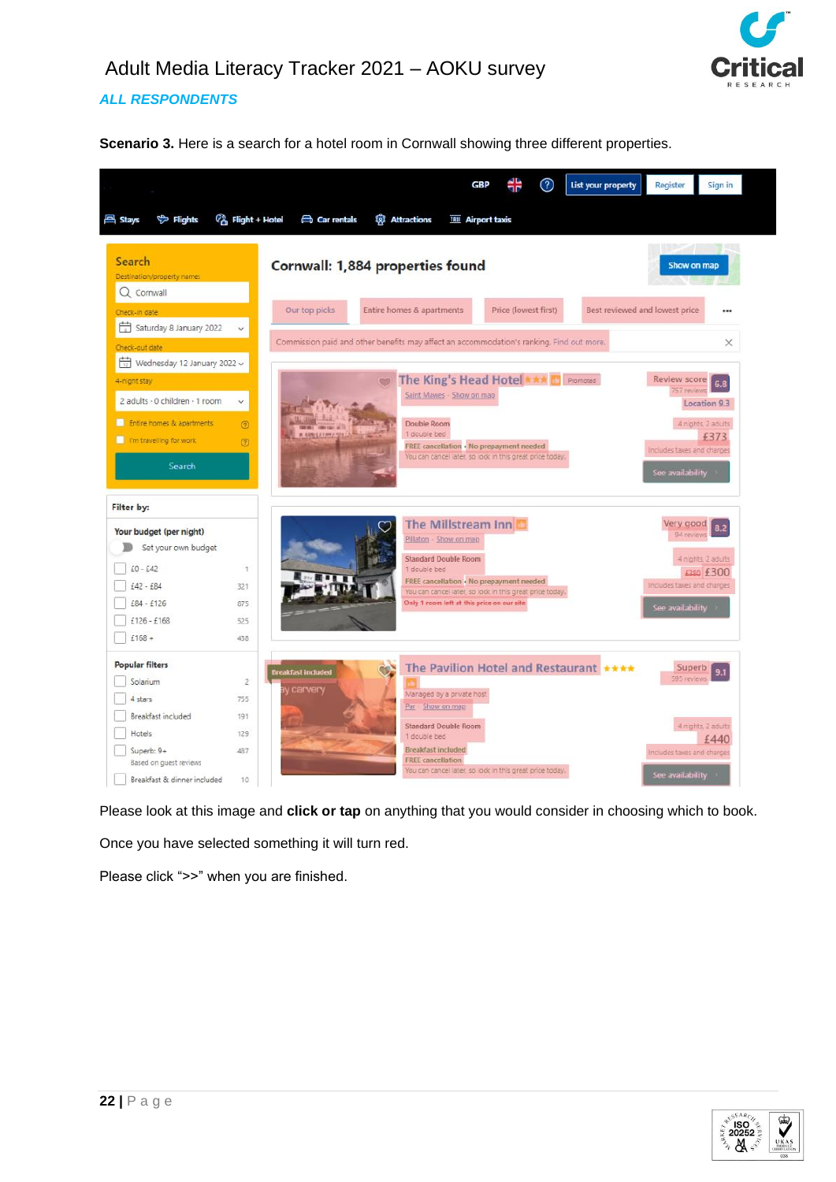*ALL RESPONDENTS*

**Scenario 3.** Here is a search for a hotel room in Cornwall showing three different properties.

Please look at this image and **click or tap** on anything that you would consider in choosing which to book.

Once you have selected something it will turn red.

Please click ">>" when you are finished.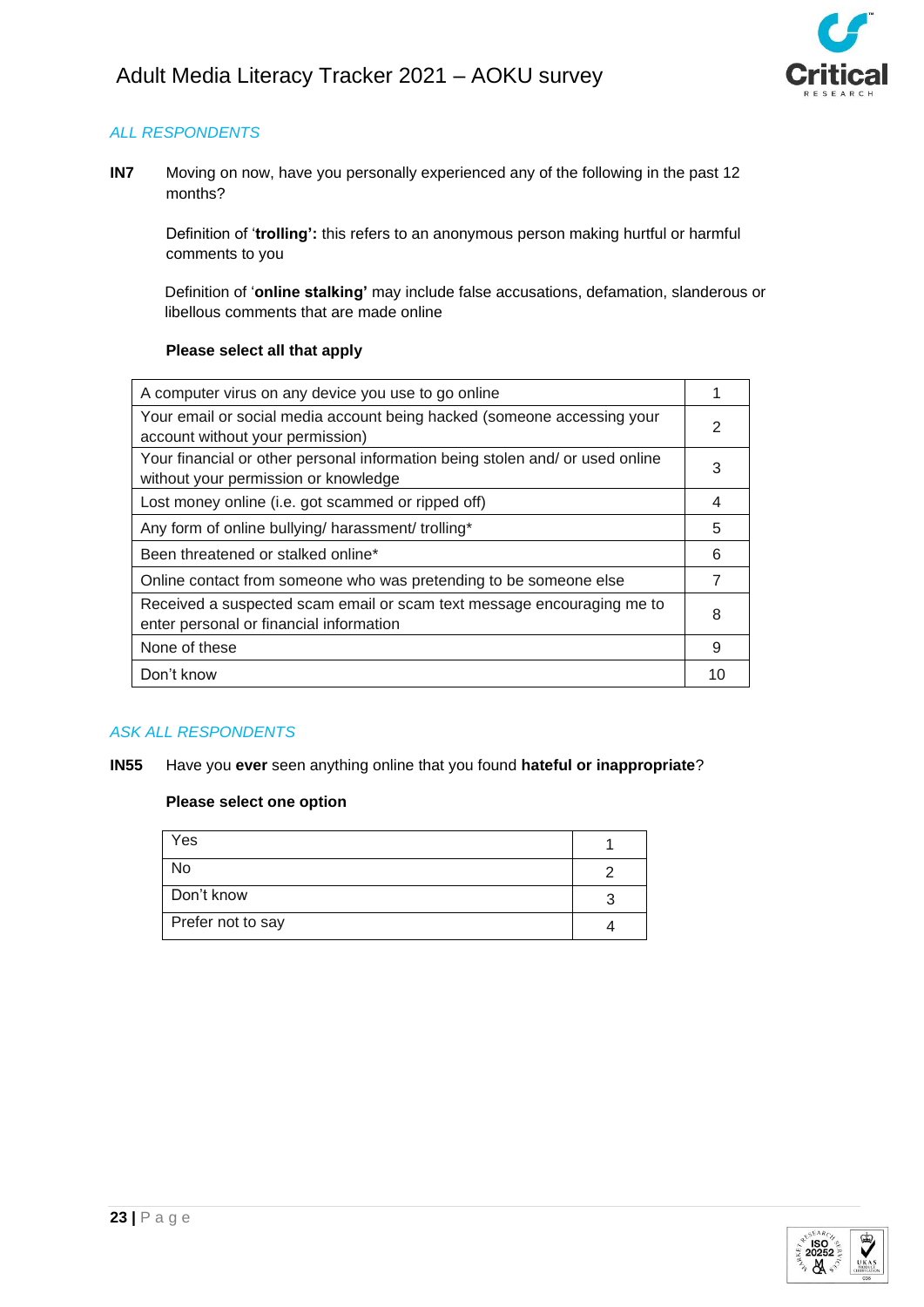*ALL RESPONDENTS*

**IN7** Moving on now, have you personally experienced any of the following in the past 12 months?

Definition of '**trolling':** this refers to an anonymous person making hurtful or harmful comments to you

Definition of '**online stalking'** may include false accusations, defamation, slanderous or libellous comments that are made online

**Please select all that apply**

| | |
|---|---|
| A computer virus on any device you use to go online | 1 |
| Your email or social media account being hacked (someone accessing your account without your permission) | 2 |
| Your financial or other personal information being stolen and/ or used online without your permission or knowledge | 3 |
| Lost money online (i.e. got scammed or ripped off) | 4 |
| Any form of online bullying/ harassment/ trolling* | 5 |
| Been threatened or stalked online* | 6 |
| Online contact from someone who was pretending to be someone else | 7 |
| Received a suspected scam email or scam text message encouraging me to enter personal or financial information | 8 |
| None of these | 9 |
| Don't know | 10 |

*ASK ALL RESPONDENTS*

**IN55** Have you **ever** seen anything online that you found **hateful or inappropriate**?

**Please select one option**

| | |
|---|---|
| Yes | 1 |
| No | 2 |
| Don't know | 3 |
| Prefer not to say | 4 |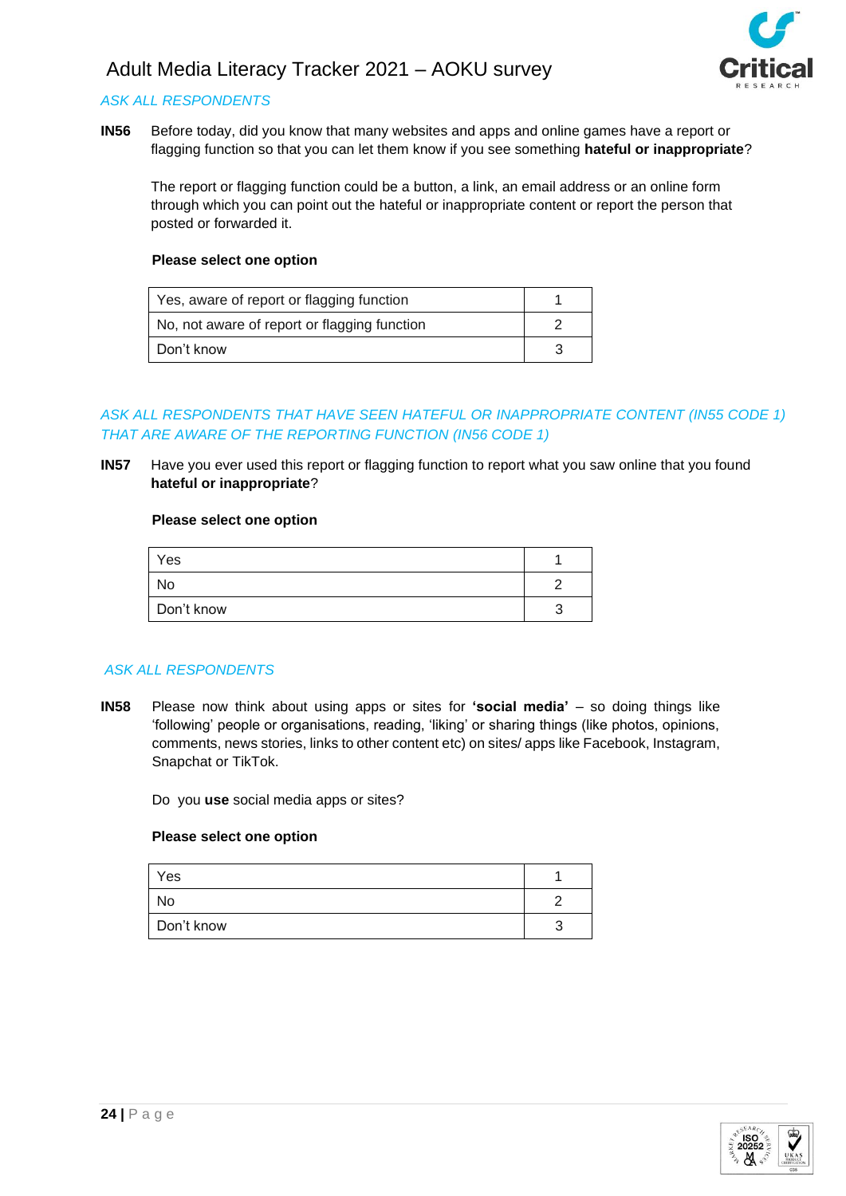*ASK ALL RESPONDENTS*

**IN56** Before today, did you know that many websites and apps and online games have a report or flagging function so that you can let them know if you see something **hateful or inappropriate**?

The report or flagging function could be a button, a link, an email address or an online form through which you can point out the hateful or inappropriate content or report the person that posted or forwarded it.

**Please select one option**

| | |
|---|---|
| Yes, aware of report or flagging function | 1 |
| No, not aware of report or flagging function | 2 |
| Don't know | 3 |

*ASK ALL RESPONDENTS THAT HAVE SEEN HATEFUL OR INAPPROPRIATE CONTENT (IN55 CODE 1) THAT ARE AWARE OF THE REPORTING FUNCTION (IN56 CODE 1)*

**IN57** Have you ever used this report or flagging function to report what you saw online that you found **hateful or inappropriate**?

**Please select one option**

| | |
|---|---|
| Yes | 1 |
| No | 2 |
| Don't know | 3 |

*ASK ALL RESPONDENTS*

**IN58** Please now think about using apps or sites for **'social media'** – so doing things like 'following' people or organisations, reading, 'liking' or sharing things (like photos, opinions, comments, news stories, links to other content etc) on sites/ apps like Facebook, Instagram, Snapchat or TikTok.

Do you **use** social media apps or sites?

**Please select one option**

| | |
|---|---|
| Yes | 1 |
| No | 2 |
| Don't know | 3 |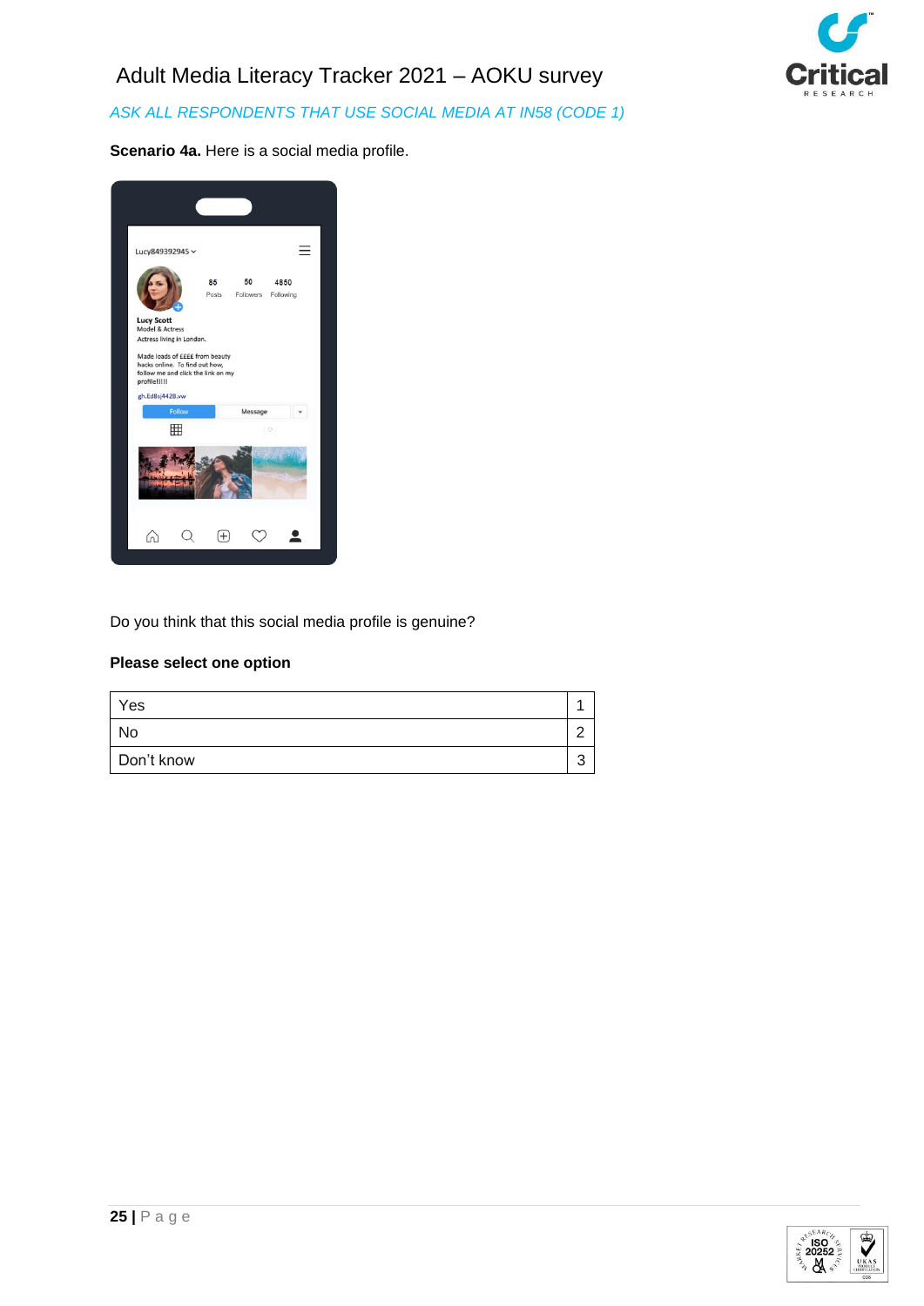# Adult Media Literacy Tracker 2021 – AOKU survey

*ASK ALL RESPONDENTS THAT USE SOCIAL MEDIA AT IN58 (CODE 1)*

**Scenario 4a.** Here is a social media profile.

Do you think that this social media profile is genuine?

**Please select one option**

| | |
|---|---|
| Yes | 1 |
| No | 2 |
| Don't know | 3 |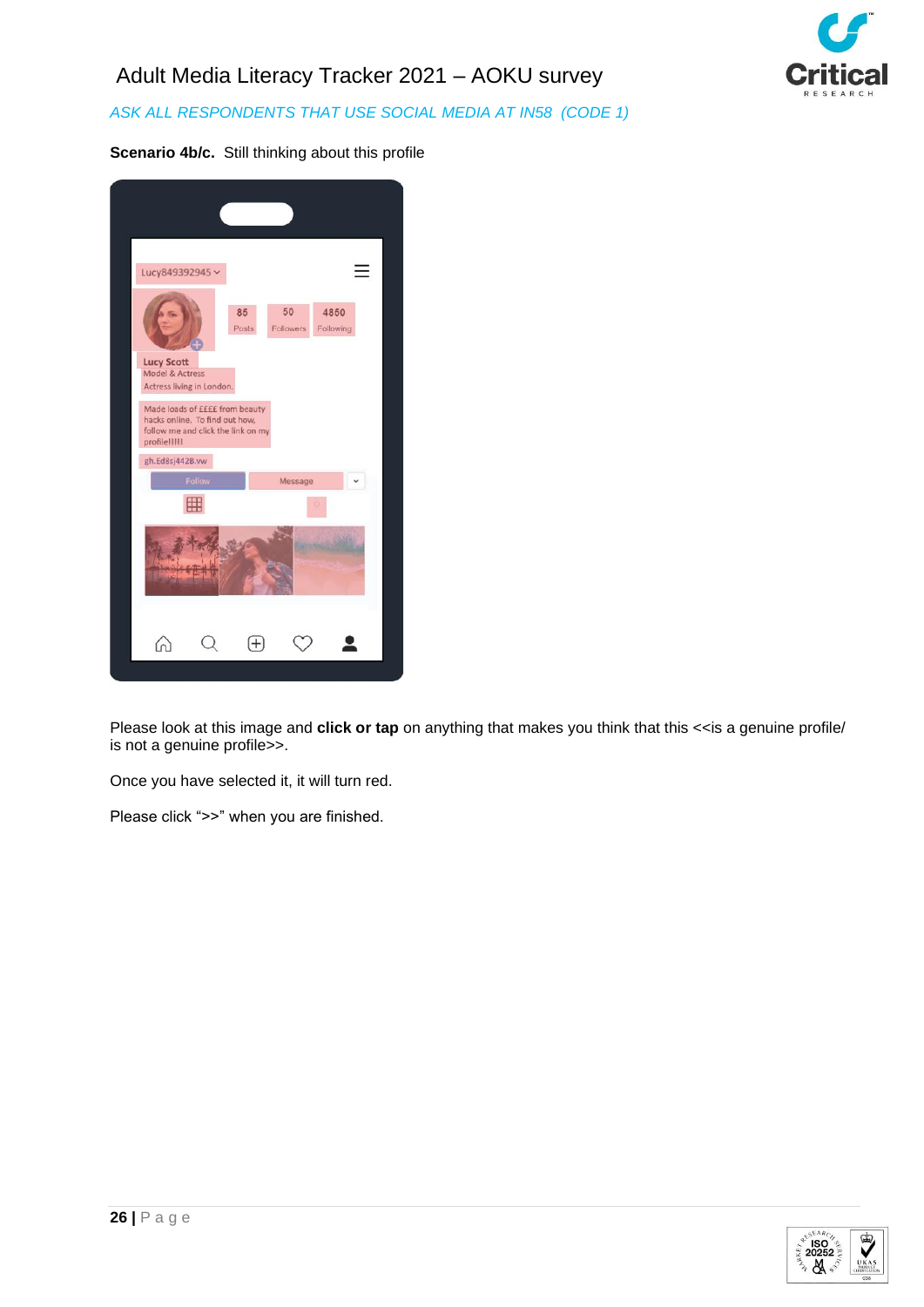*ASK ALL RESPONDENTS THAT USE SOCIAL MEDIA AT IN58 (CODE 1)*

**Scenario 4b/c.** Still thinking about this profile

Lucy849392945

85 Posts | 50 Followers | 4860 Following

Lucy Scott
Model & Actress
Actress living in London.

Made loads of ££££ from beauty hacks online. To find out how, follow me and click the link on my profile!!!!!

gh.Ed8sj442B.vw

Follow | Message

Please look at this image and **click or tap** on anything that makes you think that this <<is a genuine profile/ is not a genuine profile>>.

Once you have selected it, it will turn red.

Please click ">>" when you are finished.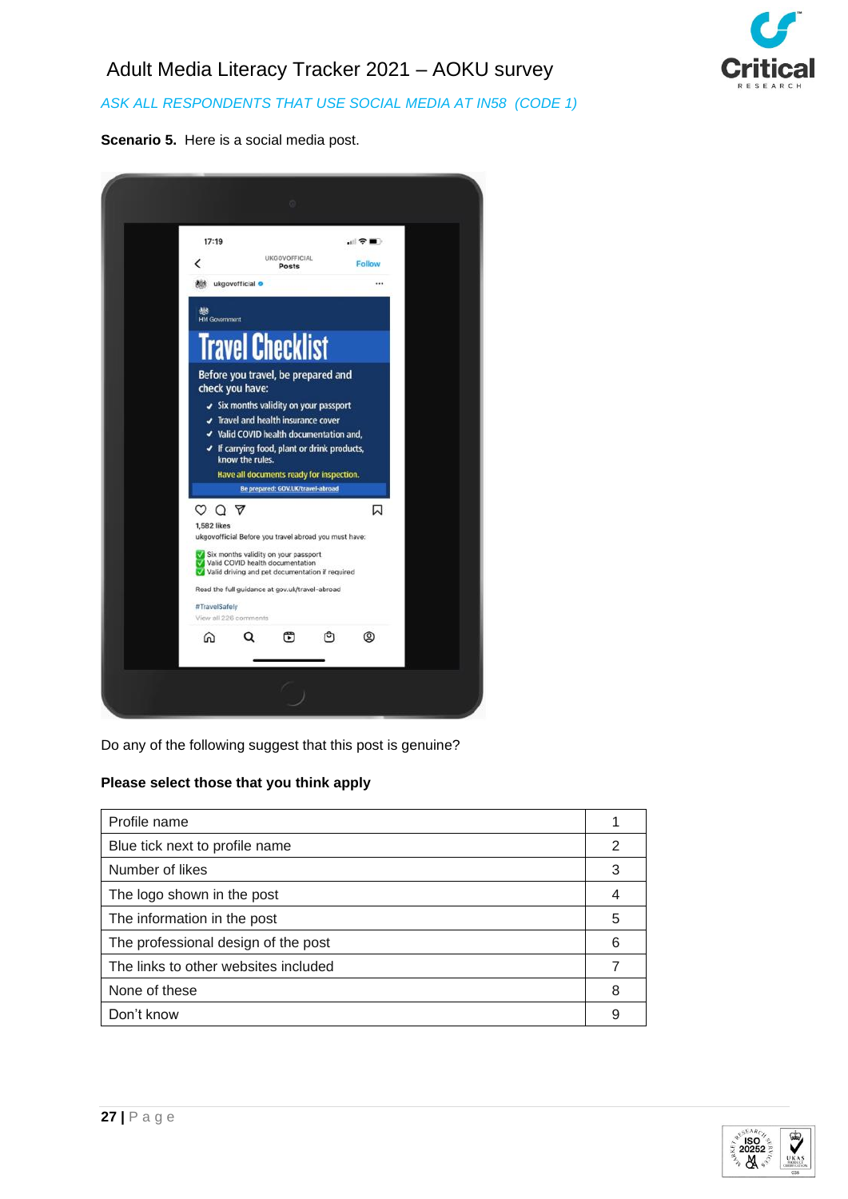# Adult Media Literacy Tracker 2021 – AOKU survey

*ASK ALL RESPONDENTS THAT USE SOCIAL MEDIA AT IN58 (CODE 1)*

**Scenario 5.** Here is a social media post.

Do any of the following suggest that this post is genuine?

**Please select those that you think apply**

| | |
|---|---|
| Profile name | 1 |
| Blue tick next to profile name | 2 |
| Number of likes | 3 |
| The logo shown in the post | 4 |
| The information in the post | 5 |
| The professional design of the post | 6 |
| The links to other websites included | 7 |
| None of these | 8 |
| Don't know | 9 |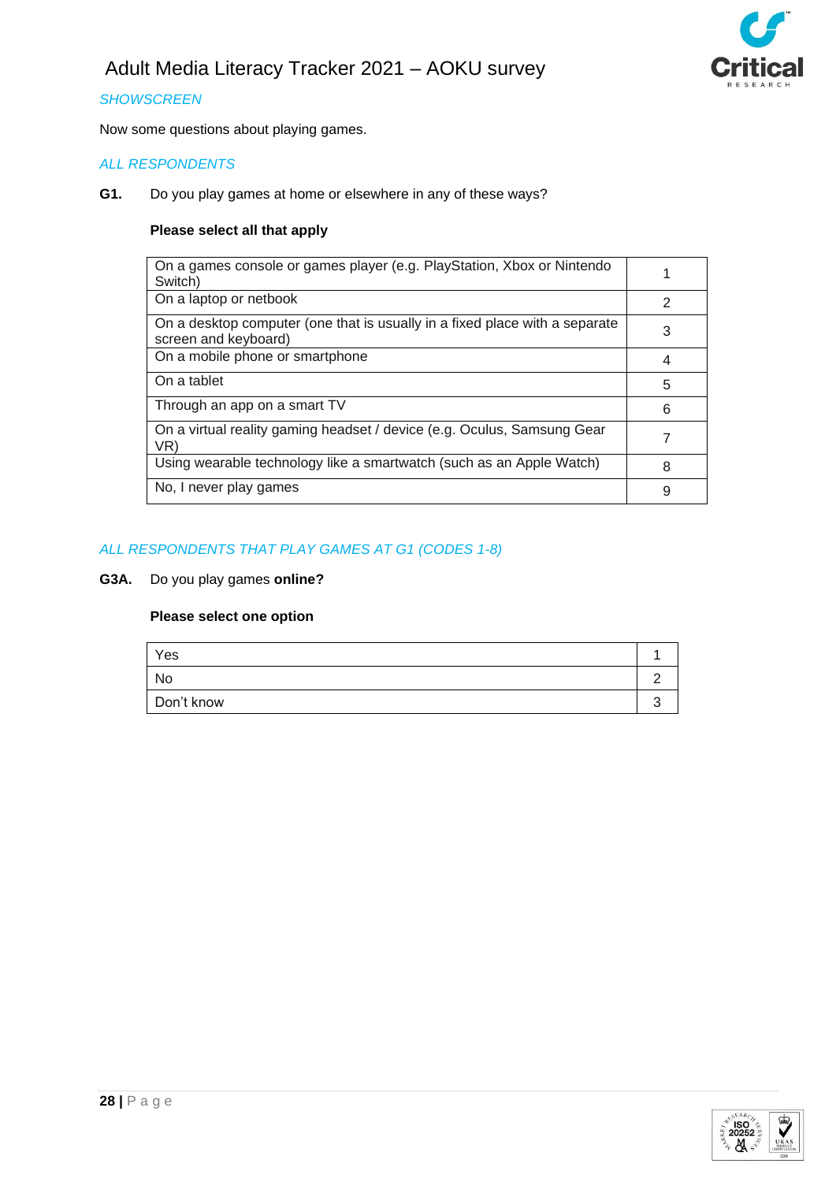*SHOWSCREEN*

Now some questions about playing games.

*ALL RESPONDENTS*

**G1.** Do you play games at home or elsewhere in any of these ways?

**Please select all that apply**

| | |
|---|---|
| On a games console or games player (e.g. PlayStation, Xbox or Nintendo Switch) | 1 |
| On a laptop or netbook | 2 |
| On a desktop computer (one that is usually in a fixed place with a separate screen and keyboard) | 3 |
| On a mobile phone or smartphone | 4 |
| On a tablet | 5 |
| Through an app on a smart TV | 6 |
| On a virtual reality gaming headset / device (e.g. Oculus, Samsung Gear VR) | 7 |
| Using wearable technology like a smartwatch (such as an Apple Watch) | 8 |
| No, I never play games | 9 |

*ALL RESPONDENTS THAT PLAY GAMES AT G1 (CODES 1-8)*

**G3A.** Do you play games **online?**

**Please select one option**

| | |
|---|---|
| Yes | 1 |
| No | 2 |
| Don't know | 3 |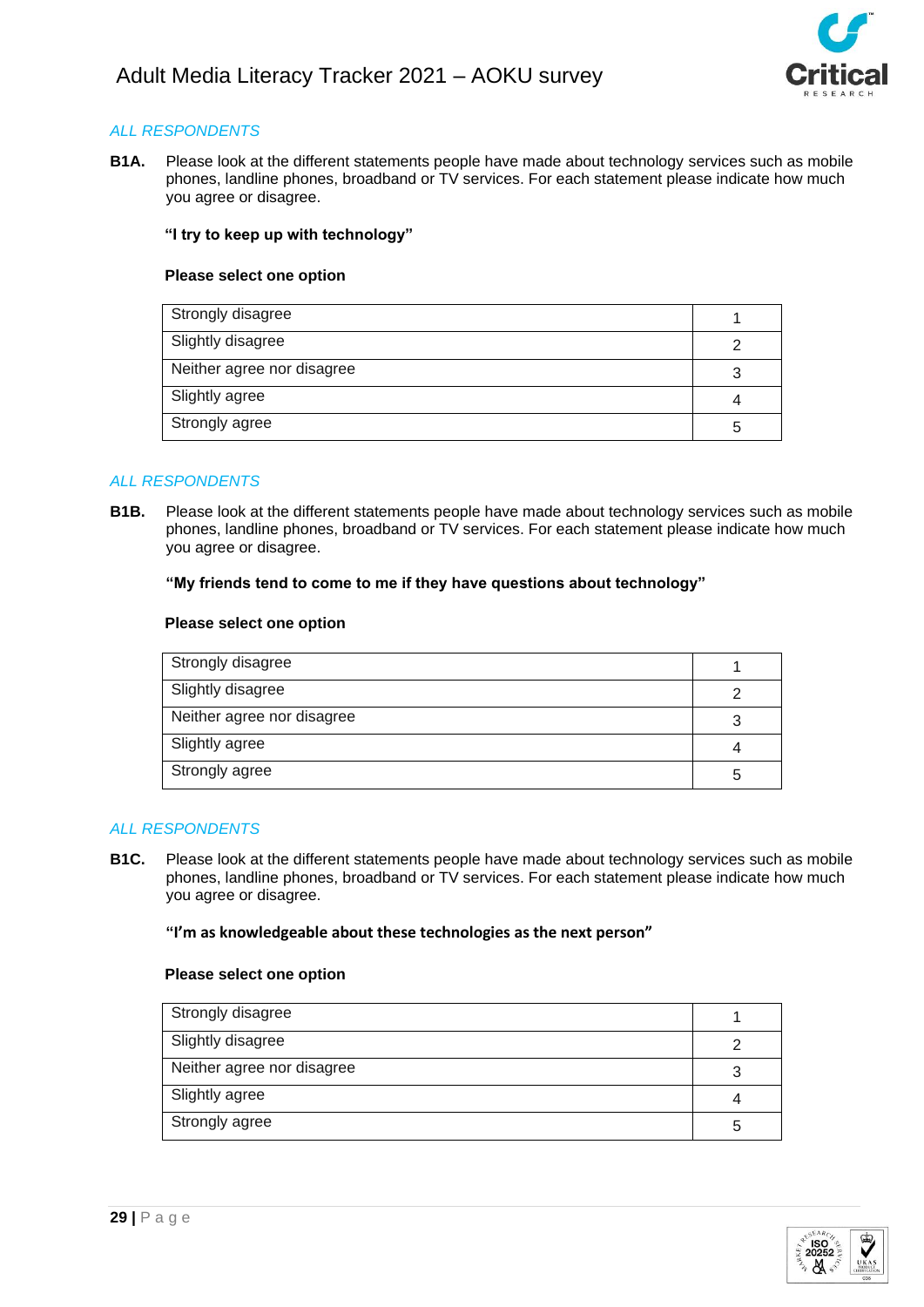*ALL RESPONDENTS*

**B1A.** Please look at the different statements people have made about technology services such as mobile phones, landline phones, broadband or TV services. For each statement please indicate how much you agree or disagree.

**"I try to keep up with technology"**

**Please select one option**

| | |
|---|---|
| Strongly disagree | 1 |
| Slightly disagree | 2 |
| Neither agree nor disagree | 3 |
| Slightly agree | 4 |
| Strongly agree | 5 |

*ALL RESPONDENTS*

**B1B.** Please look at the different statements people have made about technology services such as mobile phones, landline phones, broadband or TV services. For each statement please indicate how much you agree or disagree.

**"My friends tend to come to me if they have questions about technology"**

**Please select one option**

| | |
|---|---|
| Strongly disagree | 1 |
| Slightly disagree | 2 |
| Neither agree nor disagree | 3 |
| Slightly agree | 4 |
| Strongly agree | 5 |

*ALL RESPONDENTS*

**B1C.** Please look at the different statements people have made about technology services such as mobile phones, landline phones, broadband or TV services. For each statement please indicate how much you agree or disagree.

**"I'm as knowledgeable about these technologies as the next person"**

**Please select one option**

| | |
|---|---|
| Strongly disagree | 1 |
| Slightly disagree | 2 |
| Neither agree nor disagree | 3 |
| Slightly agree | 4 |
| Strongly agree | 5 |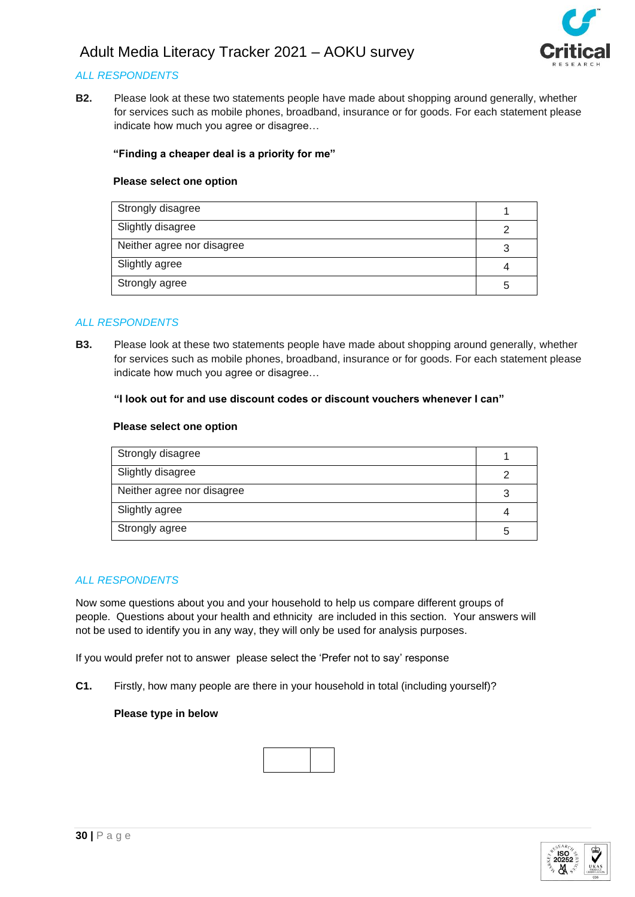*ALL RESPONDENTS*

**B2.** Please look at these two statements people have made about shopping around generally, whether for services such as mobile phones, broadband, insurance or for goods. For each statement please indicate how much you agree or disagree…

**"Finding a cheaper deal is a priority for me"**

**Please select one option**

| | |
|---|---|
| Strongly disagree | 1 |
| Slightly disagree | 2 |
| Neither agree nor disagree | 3 |
| Slightly agree | 4 |
| Strongly agree | 5 |

*ALL RESPONDENTS*

**B3.** Please look at these two statements people have made about shopping around generally, whether for services such as mobile phones, broadband, insurance or for goods. For each statement please indicate how much you agree or disagree…

**"I look out for and use discount codes or discount vouchers whenever I can"**

**Please select one option**

| | |
|---|---|
| Strongly disagree | 1 |
| Slightly disagree | 2 |
| Neither agree nor disagree | 3 |
| Slightly agree | 4 |
| Strongly agree | 5 |

*ALL RESPONDENTS*

Now some questions about you and your household to help us compare different groups of people. Questions about your health and ethnicity are included in this section. Your answers will not be used to identify you in any way, they will only be used for analysis purposes.

If you would prefer not to answer please select the 'Prefer not to say' response

**C1.** Firstly, how many people are there in your household in total (including yourself)?

**Please type in below**

| | |
|---|---|
| | |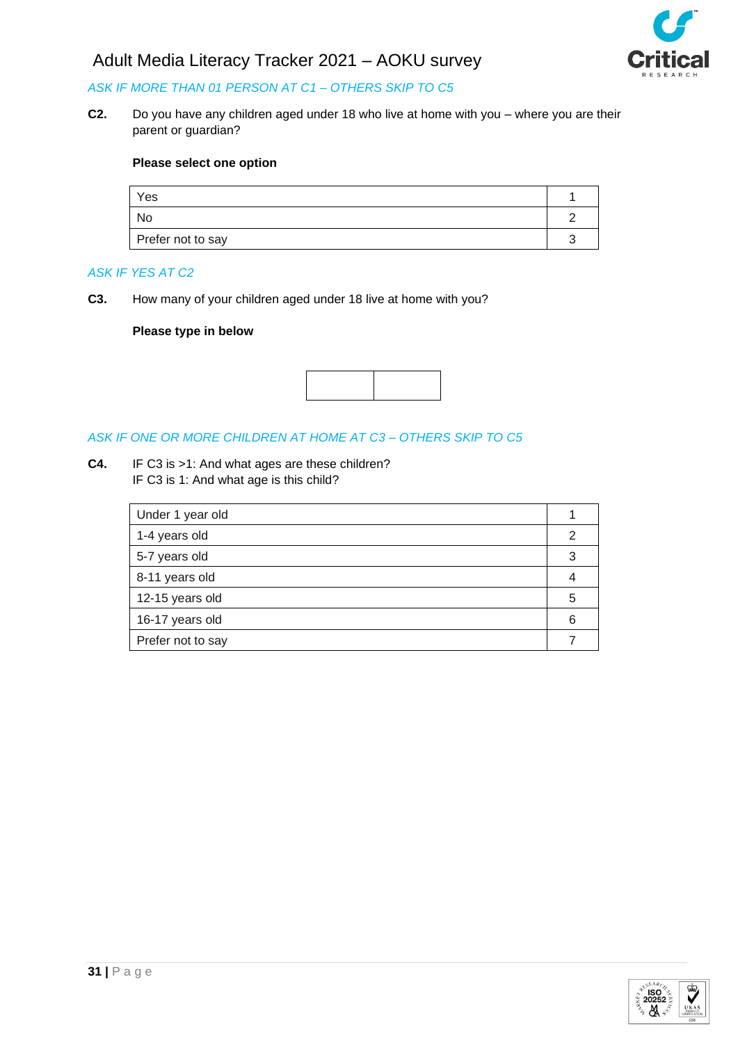*ASK IF MORE THAN 01 PERSON AT C1 – OTHERS SKIP TO C5*

**C2.** Do you have any children aged under 18 who live at home with you – where you are their parent or guardian?

**Please select one option**

| | |
|---|---|
| Yes | 1 |
| No | 2 |
| Prefer not to say | 3 |

*ASK IF YES AT C2*

**C3.** How many of your children aged under 18 live at home with you?

**Please type in below**

| | |
|---|---|
| | |

*ASK IF ONE OR MORE CHILDREN AT HOME AT C3 – OTHERS SKIP TO C5*

**C4.** IF C3 is >1: And what ages are these children?
IF C3 is 1: And what age is this child?

| | |
|---|---|
| Under 1 year old | 1 |
| 1-4 years old | 2 |
| 5-7 years old | 3 |
| 8-11 years old | 4 |
| 12-15 years old | 5 |
| 16-17 years old | 6 |
| Prefer not to say | 7 |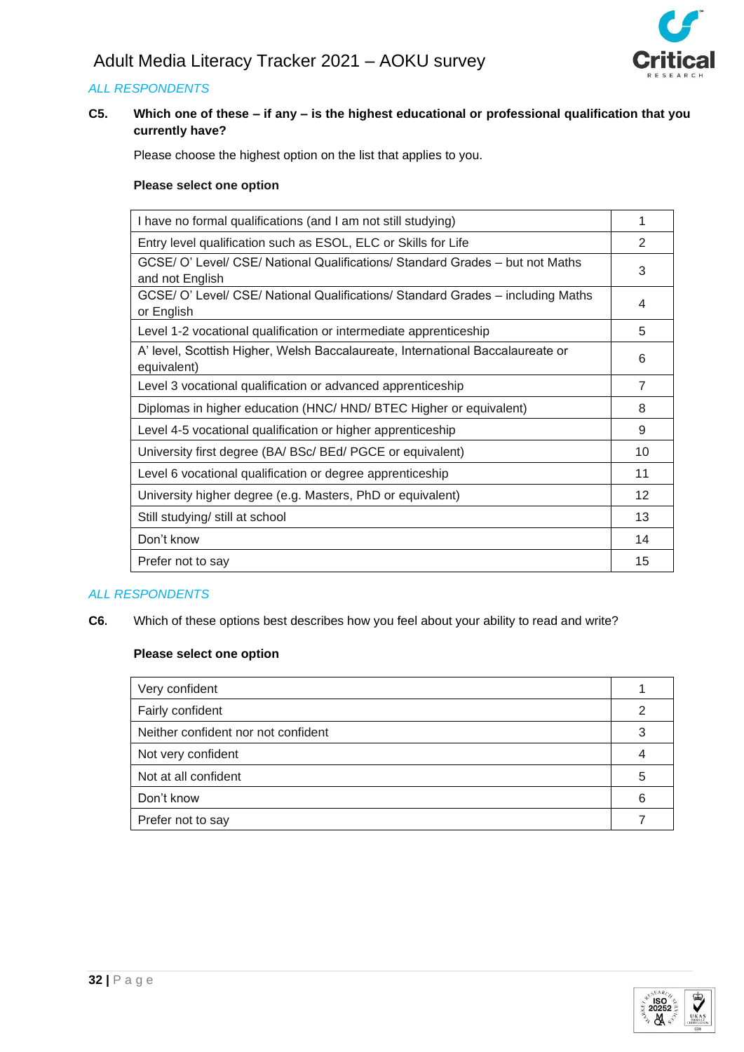*ALL RESPONDENTS*

**C5.** **Which one of these – if any – is the highest educational or professional qualification that you currently have?**

Please choose the highest option on the list that applies to you.

**Please select one option**

| | |
|---|---|
| I have no formal qualifications (and I am not still studying) | 1 |
| Entry level qualification such as ESOL, ELC or Skills for Life | 2 |
| GCSE/ O' Level/ CSE/ National Qualifications/ Standard Grades – but not Maths and not English | 3 |
| GCSE/ O' Level/ CSE/ National Qualifications/ Standard Grades – including Maths or English | 4 |
| Level 1-2 vocational qualification or intermediate apprenticeship | 5 |
| A' level, Scottish Higher, Welsh Baccalaureate, International Baccalaureate or equivalent) | 6 |
| Level 3 vocational qualification or advanced apprenticeship | 7 |
| Diplomas in higher education (HNC/ HND/ BTEC Higher or equivalent) | 8 |
| Level 4-5 vocational qualification or higher apprenticeship | 9 |
| University first degree (BA/ BSc/ BEd/ PGCE or equivalent) | 10 |
| Level 6 vocational qualification or degree apprenticeship | 11 |
| University higher degree (e.g. Masters, PhD or equivalent) | 12 |
| Still studying/ still at school | 13 |
| Don't know | 14 |
| Prefer not to say | 15 |

*ALL RESPONDENTS*

**C6.** Which of these options best describes how you feel about your ability to read and write?

**Please select one option**

| | |
|---|---|
| Very confident | 1 |
| Fairly confident | 2 |
| Neither confident nor not confident | 3 |
| Not very confident | 4 |
| Not at all confident | 5 |
| Don't know | 6 |
| Prefer not to say | 7 |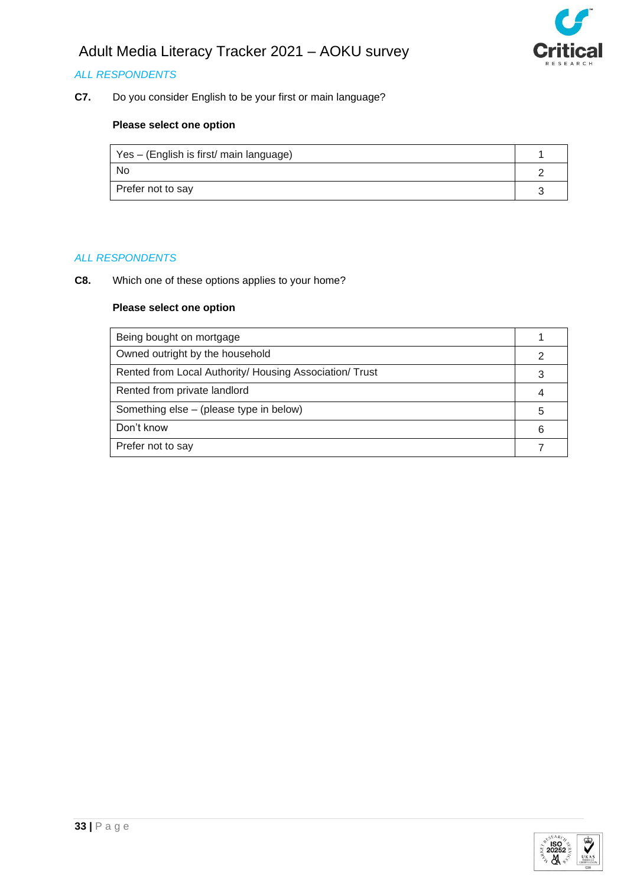*ALL RESPONDENTS*

**C7.** Do you consider English to be your first or main language?

**Please select one option**

| | |
|---|---|
| Yes – (English is first/ main language) | 1 |
| No | 2 |
| Prefer not to say | 3 |

*ALL RESPONDENTS*

**C8.** Which one of these options applies to your home?

**Please select one option**

| | |
|---|---|
| Being bought on mortgage | 1 |
| Owned outright by the household | 2 |
| Rented from Local Authority/ Housing Association/ Trust | 3 |
| Rented from private landlord | 4 |
| Something else – (please type in below) | 5 |
| Don't know | 6 |
| Prefer not to say | 7 |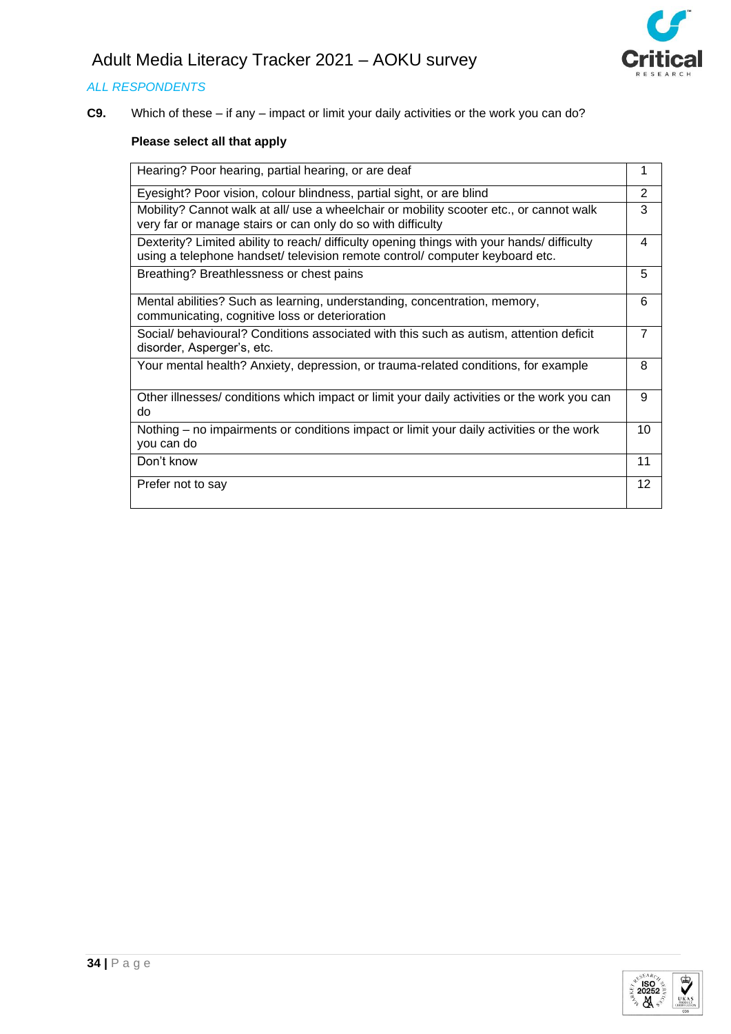*ALL RESPONDENTS*

**C9.** Which of these – if any – impact or limit your daily activities or the work you can do?

**Please select all that apply**

| | |
|---|---|
| Hearing? Poor hearing, partial hearing, or are deaf | 1 |
| Eyesight? Poor vision, colour blindness, partial sight, or are blind | 2 |
| Mobility? Cannot walk at all/ use a wheelchair or mobility scooter etc., or cannot walk very far or manage stairs or can only do so with difficulty | 3 |
| Dexterity? Limited ability to reach/ difficulty opening things with your hands/ difficulty using a telephone handset/ television remote control/ computer keyboard etc. | 4 |
| Breathing? Breathlessness or chest pains | 5 |
| Mental abilities? Such as learning, understanding, concentration, memory, communicating, cognitive loss or deterioration | 6 |
| Social/ behavioural? Conditions associated with this such as autism, attention deficit disorder, Asperger's, etc. | 7 |
| Your mental health? Anxiety, depression, or trauma-related conditions, for example | 8 |
| Other illnesses/ conditions which impact or limit your daily activities or the work you can do | 9 |
| Nothing – no impairments or conditions impact or limit your daily activities or the work you can do | 10 |
| Don't know | 11 |
| Prefer not to say | 12 |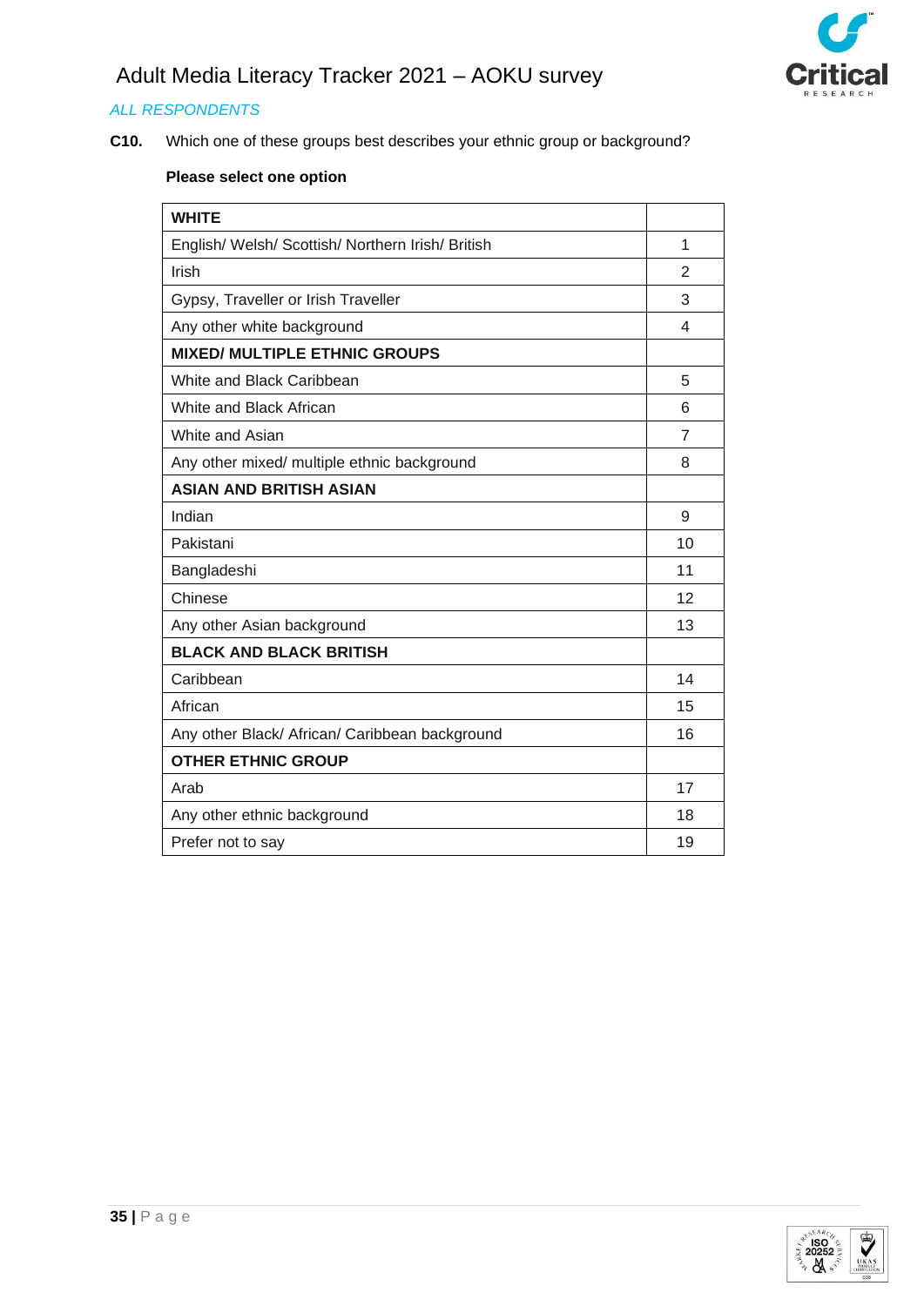*ALL RESPONDENTS*

**C10.** Which one of these groups best describes your ethnic group or background?

**Please select one option**

| **WHITE** | |
|---|---|
| English/ Welsh/ Scottish/ Northern Irish/ British | 1 |
| Irish | 2 |
| Gypsy, Traveller or Irish Traveller | 3 |
| Any other white background | 4 |
| **MIXED/ MULTIPLE ETHNIC GROUPS** | |
| White and Black Caribbean | 5 |
| White and Black African | 6 |
| White and Asian | 7 |
| Any other mixed/ multiple ethnic background | 8 |
| **ASIAN AND BRITISH ASIAN** | |
| Indian | 9 |
| Pakistani | 10 |
| Bangladeshi | 11 |
| Chinese | 12 |
| Any other Asian background | 13 |
| **BLACK AND BLACK BRITISH** | |
| Caribbean | 14 |
| African | 15 |
| Any other Black/ African/ Caribbean background | 16 |
| **OTHER ETHNIC GROUP** | |
| Arab | 17 |
| Any other ethnic background | 18 |
| Prefer not to say | 19 |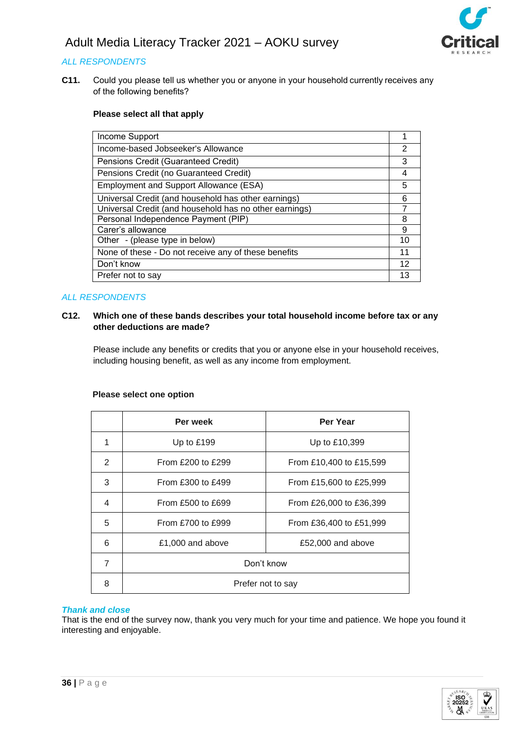*ALL RESPONDENTS*

**C11.** Could you please tell us whether you or anyone in your household currently receives any of the following benefits?

**Please select all that apply**

| | |
|---|---|
| Income Support | 1 |
| Income-based Jobseeker's Allowance | 2 |
| Pensions Credit (Guaranteed Credit) | 3 |
| Pensions Credit (no Guaranteed Credit) | 4 |
| Employment and Support Allowance (ESA) | 5 |
| Universal Credit (and household has other earnings) | 6 |
| Universal Credit (and household has no other earnings) | 7 |
| Personal Independence Payment (PIP) | 8 |
| Carer's allowance | 9 |
| Other - (please type in below) | 10 |
| None of these - Do not receive any of these benefits | 11 |
| Don't know | 12 |
| Prefer not to say | 13 |

*ALL RESPONDENTS*

**C12. Which one of these bands describes your total household income before tax or any other deductions are made?**

Please include any benefits or credits that you or anyone else in your household receives, including housing benefit, as well as any income from employment.

**Please select one option**

| | Per week | Per Year |
|---|---|---|
| 1 | Up to £199 | Up to £10,399 |
| 2 | From £200 to £299 | From £10,400 to £15,599 |
| 3 | From £300 to £499 | From £15,600 to £25,999 |
| 4 | From £500 to £699 | From £26,000 to £36,399 |
| 5 | From £700 to £999 | From £36,400 to £51,999 |
| 6 | £1,000 and above | £52,000 and above |
| 7 | Don't know | |
| 8 | Prefer not to say | |

***Thank and close***

That is the end of the survey now, thank you very much for your time and patience. We hope you found it interesting and enjoyable.